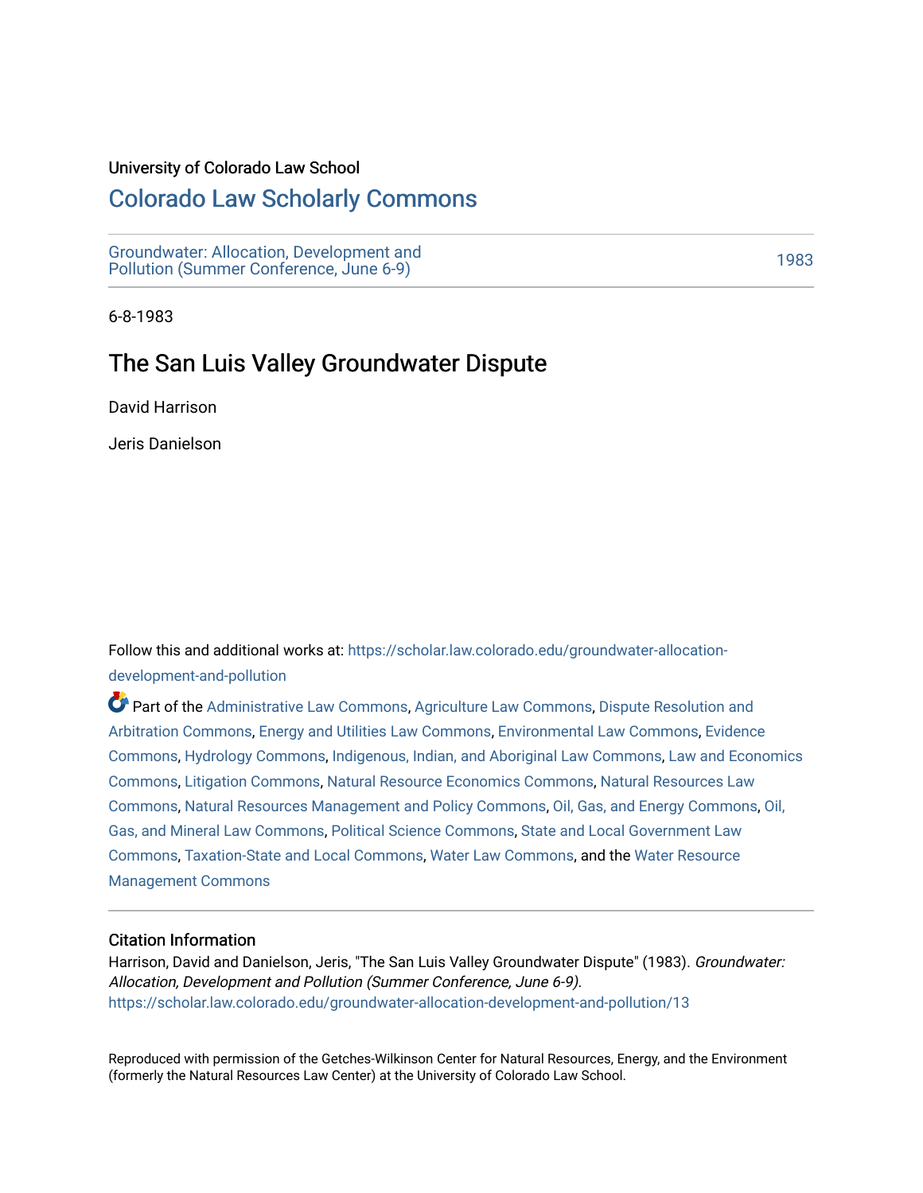University of Colorado Law School

# Colorado Law Scholarly Commons

Groundwater: Allocation, Development and Pollution (Summer Conference, June 6-9)

1983

6-8-1983

## The San Luis Valley Groundwater Dispute

David Harrison

Jeris Danielson

Follow this and additional works at: https://scholar.law.colorado.edu/groundwater-allocation-development-and-pollution

Part of the Administrative Law Commons, Agriculture Law Commons, Dispute Resolution and Arbitration Commons, Energy and Utilities Law Commons, Environmental Law Commons, Evidence Commons, Hydrology Commons, Indigenous, Indian, and Aboriginal Law Commons, Law and Economics Commons, Litigation Commons, Natural Resource Economics Commons, Natural Resources Law Commons, Natural Resources Management and Policy Commons, Oil, Gas, and Energy Commons, Oil, Gas, and Mineral Law Commons, Political Science Commons, State and Local Government Law Commons, Taxation-State and Local Commons, Water Law Commons, and the Water Resource Management Commons

### Citation Information

Harrison, David and Danielson, Jeris, "The San Luis Valley Groundwater Dispute" (1983). *Groundwater: Allocation, Development and Pollution (Summer Conference, June 6-9).*
https://scholar.law.colorado.edu/groundwater-allocation-development-and-pollution/13

Reproduced with permission of the Getches-Wilkinson Center for Natural Resources, Energy, and the Environment (formerly the Natural Resources Law Center) at the University of Colorado Law School.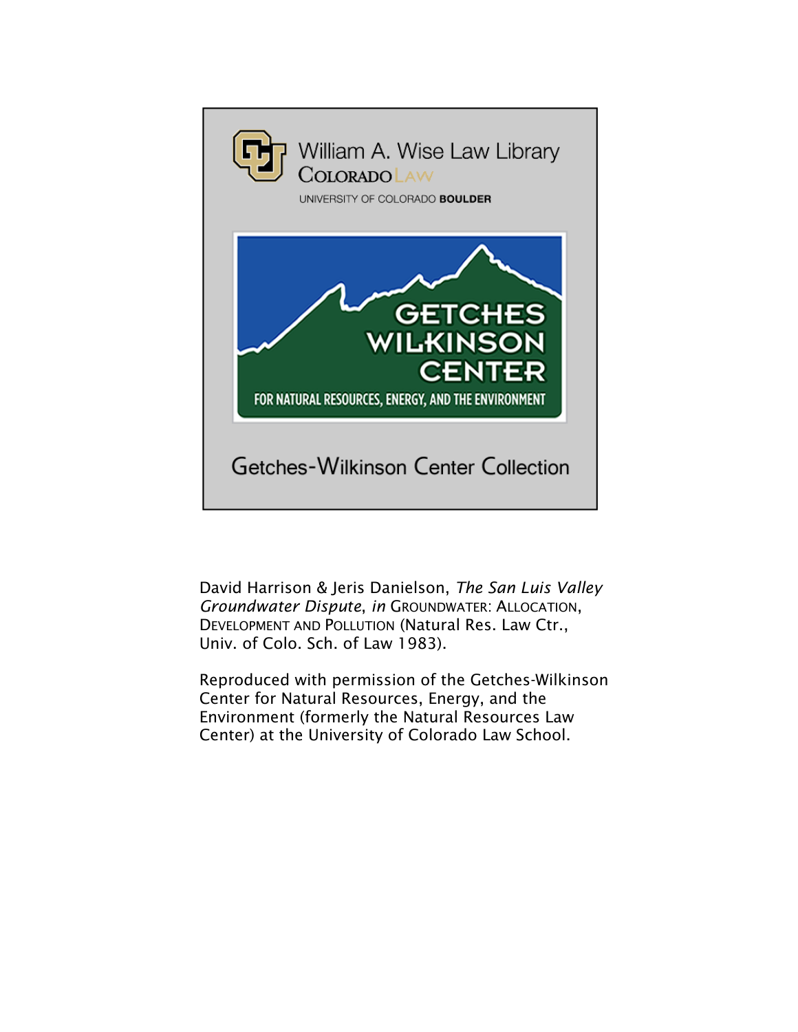William A. Wise Law Library

COLORADO LAW

UNIVERSITY OF COLORADO **BOULDER**

GETCHES WILKINSON CENTER

FOR NATURAL RESOURCES, ENERGY, AND THE ENVIRONMENT

Getches-Wilkinson Center Collection

David Harrison & Jeris Danielson, *The San Luis Valley Groundwater Dispute*, *in* GROUNDWATER: ALLOCATION, DEVELOPMENT AND POLLUTION (Natural Res. Law Ctr., Univ. of Colo. Sch. of Law 1983).

Reproduced with permission of the Getches-Wilkinson Center for Natural Resources, Energy, and the Environment (formerly the Natural Resources Law Center) at the University of Colorado Law School.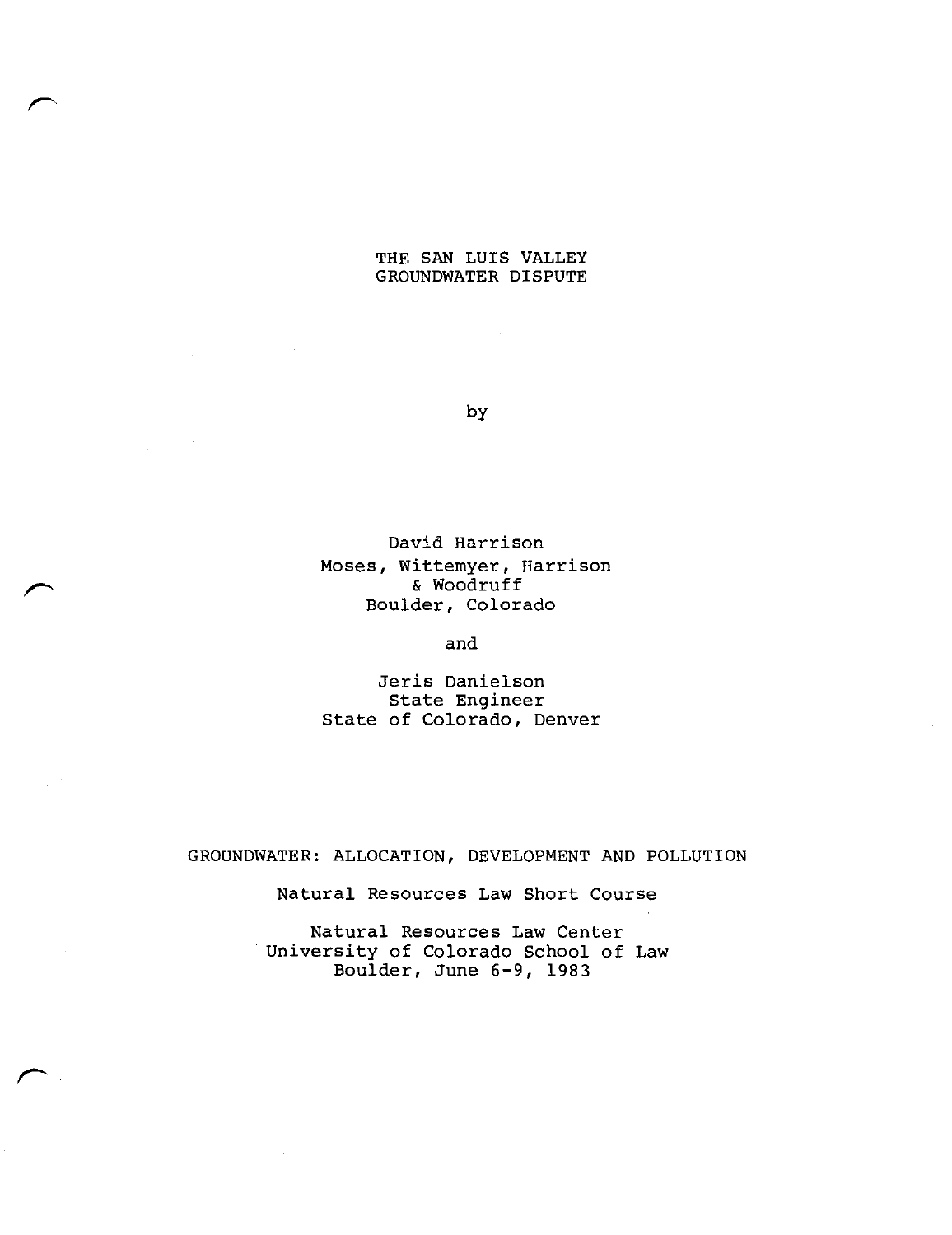# THE SAN LUIS VALLEY GROUNDWATER DISPUTE

by

David Harrison
Moses, Wittemyer, Harrison & Woodruff
Boulder, Colorado

and

Jeris Danielson
State Engineer
State of Colorado, Denver

GROUNDWATER: ALLOCATION, DEVELOPMENT AND POLLUTION

Natural Resources Law Short Course

Natural Resources Law Center
University of Colorado School of Law
Boulder, June 6-9, 1983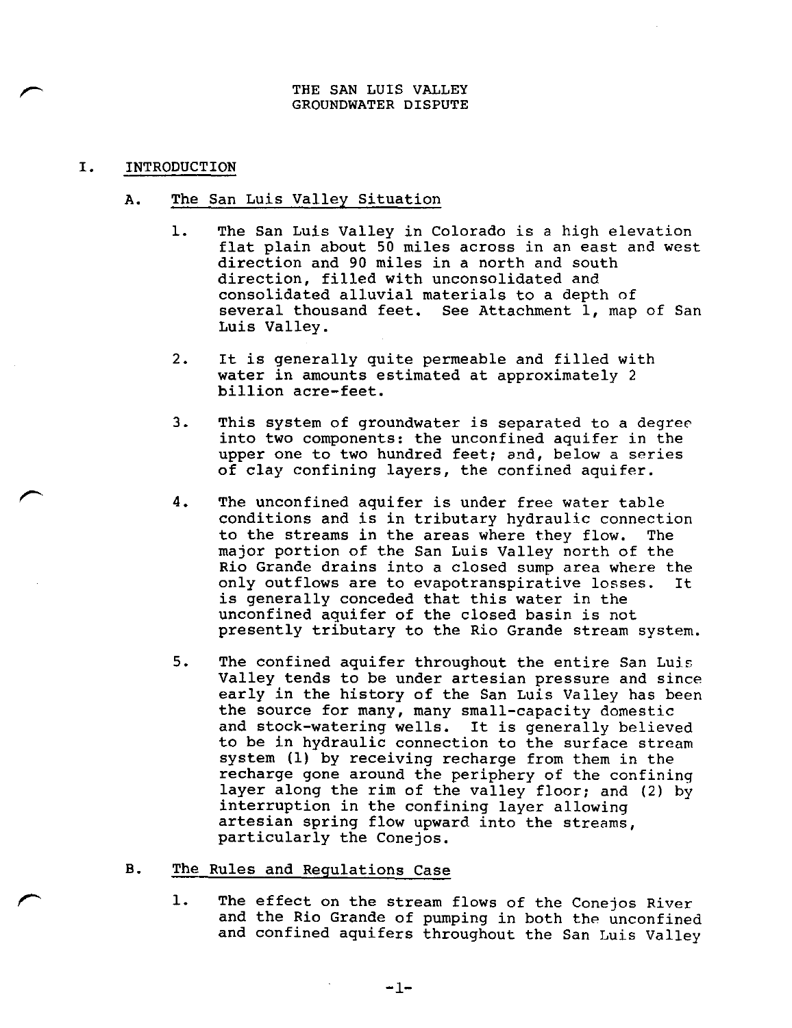# THE SAN LUIS VALLEY GROUNDWATER DISPUTE

## I. INTRODUCTION

### A. The San Luis Valley Situation

1. The San Luis Valley in Colorado is a high elevation flat plain about 50 miles across in an east and west direction and 90 miles in a north and south direction, filled with unconsolidated and consolidated alluvial materials to a depth of several thousand feet. See Attachment 1, map of San Luis Valley.

2. It is generally quite permeable and filled with water in amounts estimated at approximately 2 billion acre-feet.

3. This system of groundwater is separated to a degree into two components: the unconfined aquifer in the upper one to two hundred feet; and, below a series of clay confining layers, the confined aquifer.

4. The unconfined aquifer is under free water table conditions and is in tributary hydraulic connection to the streams in the areas where they flow. The major portion of the San Luis Valley north of the Rio Grande drains into a closed sump area where the only outflows are to evapotranspirative losses. It is generally conceded that this water in the unconfined aquifer of the closed basin is not presently tributary to the Rio Grande stream system.

5. The confined aquifer throughout the entire San Luis Valley tends to be under artesian pressure and since early in the history of the San Luis Valley has been the source for many, many small-capacity domestic and stock-watering wells. It is generally believed to be in hydraulic connection to the surface stream system (1) by receiving recharge from them in the recharge gone around the periphery of the confining layer along the rim of the valley floor; and (2) by interruption in the confining layer allowing artesian spring flow upward into the streams, particularly the Conejos.

### B. The Rules and Regulations Case

1. The effect on the stream flows of the Conejos River and the Rio Grande of pumping in both the unconfined and confined aquifers throughout the San Luis Valley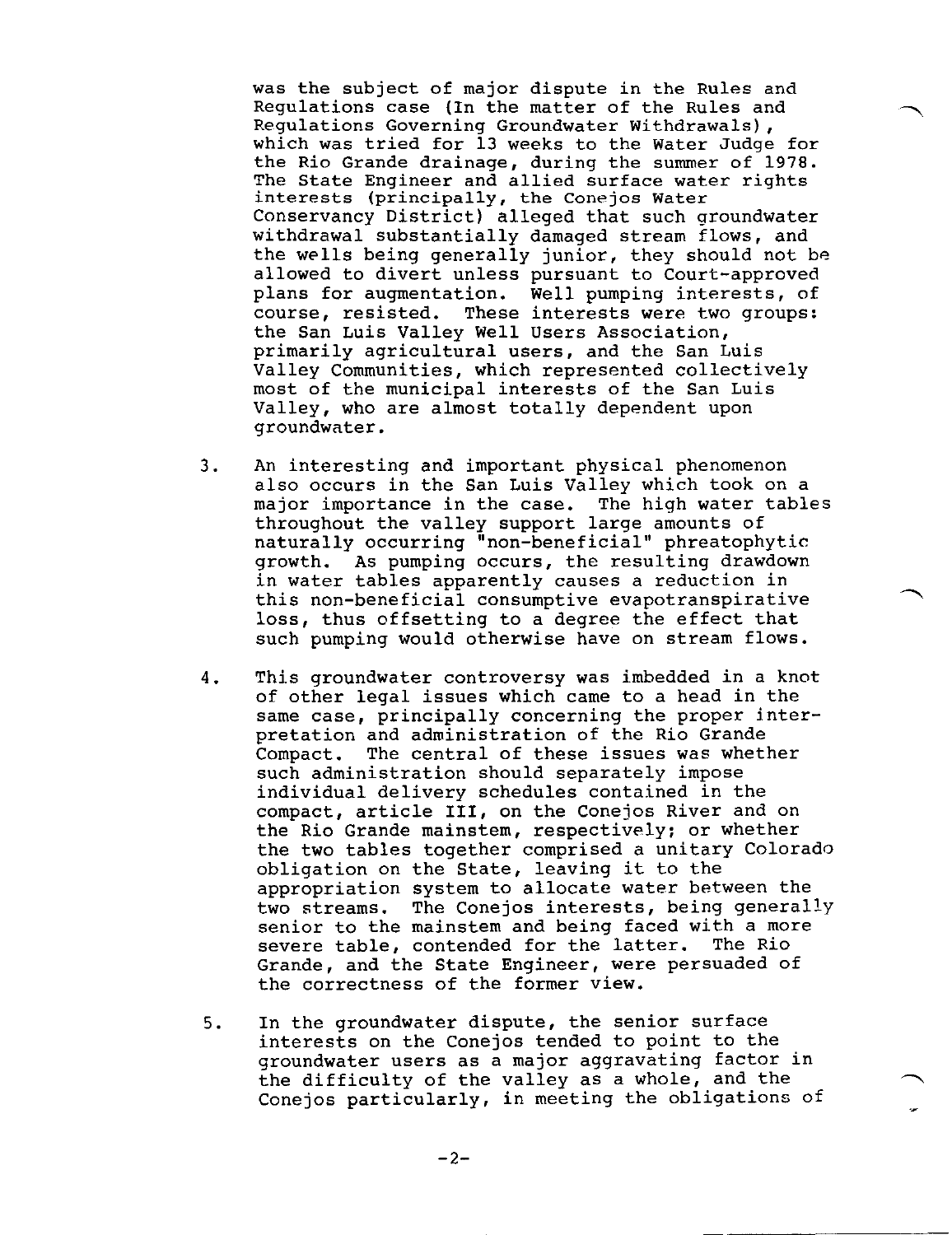was the subject of major dispute in the Rules and Regulations case (In the matter of the Rules and Regulations Governing Groundwater Withdrawals), which was tried for 13 weeks to the Water Judge for the Rio Grande drainage, during the summer of 1978. The State Engineer and allied surface water rights interests (principally, the Conejos Water Conservancy District) alleged that such groundwater withdrawal substantially damaged stream flows, and the wells being generally junior, they should not be allowed to divert unless pursuant to Court-approved plans for augmentation. Well pumping interests, of course, resisted. These interests were two groups: the San Luis Valley Well Users Association, primarily agricultural users, and the San Luis Valley Communities, which represented collectively most of the municipal interests of the San Luis Valley, who are almost totally dependent upon groundwater.

3. An interesting and important physical phenomenon also occurs in the San Luis Valley which took on a major importance in the case. The high water tables throughout the valley support large amounts of naturally occurring "non-beneficial" phreatophytic growth. As pumping occurs, the resulting drawdown in water tables apparently causes a reduction in this non-beneficial consumptive evapotranspirative loss, thus offsetting to a degree the effect that such pumping would otherwise have on stream flows.

4. This groundwater controversy was imbedded in a knot of other legal issues which came to a head in the same case, principally concerning the proper interpretation and administration of the Rio Grande Compact. The central of these issues was whether such administration should separately impose individual delivery schedules contained in the compact, article III, on the Conejos River and on the Rio Grande mainstem, respectively; or whether the two tables together comprised a unitary Colorado obligation on the State, leaving it to the appropriation system to allocate water between the two streams. The Conejos interests, being generally senior to the mainstem and being faced with a more severe table, contended for the latter. The Rio Grande, and the State Engineer, were persuaded of the correctness of the former view.

5. In the groundwater dispute, the senior surface interests on the Conejos tended to point to the groundwater users as a major aggravating factor in the difficulty of the valley as a whole, and the Conejos particularly, in meeting the obligations of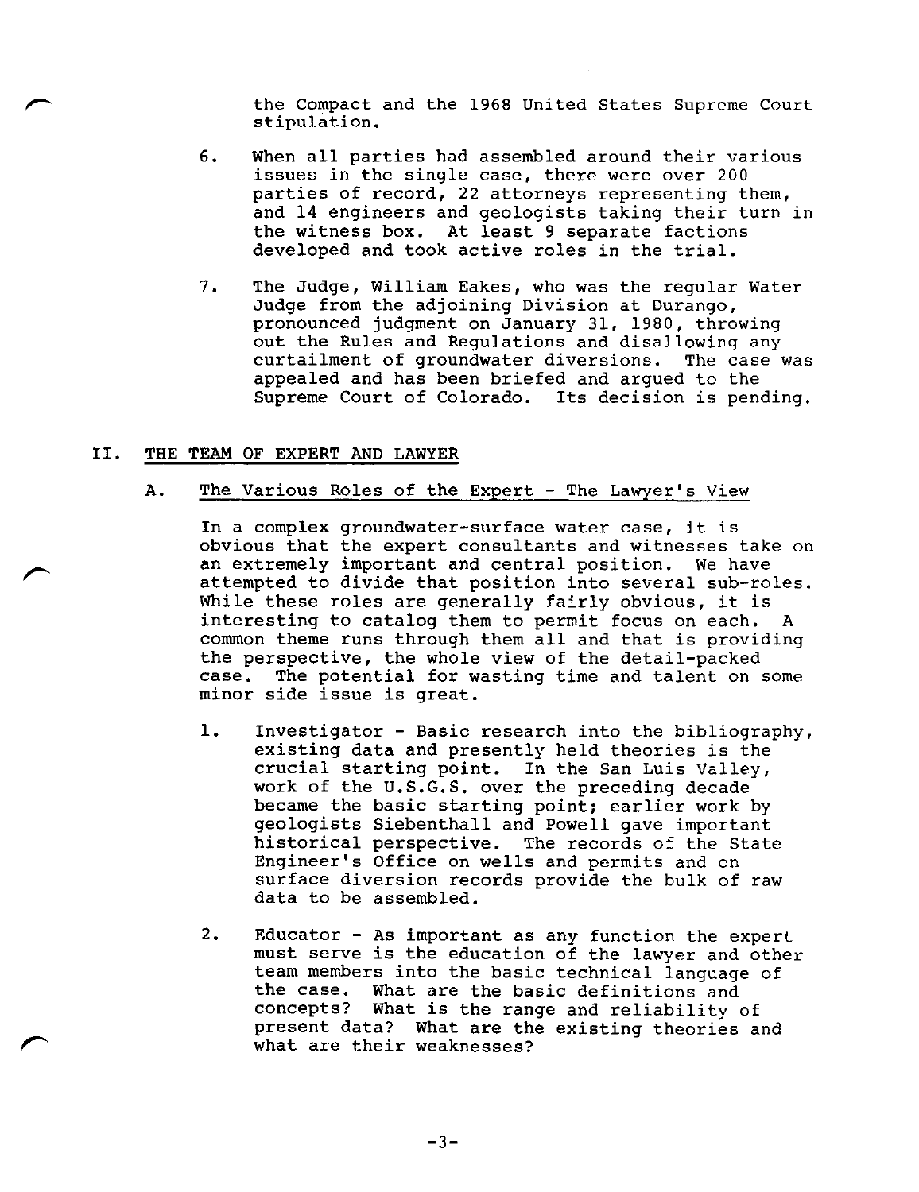the Compact and the 1968 United States Supreme Court stipulation.

6. When all parties had assembled around their various issues in the single case, there were over 200 parties of record, 22 attorneys representing them, and 14 engineers and geologists taking their turn in the witness box. At least 9 separate factions developed and took active roles in the trial.

7. The Judge, William Eakes, who was the regular Water Judge from the adjoining Division at Durango, pronounced judgment on January 31, 1980, throwing out the Rules and Regulations and disallowing any curtailment of groundwater diversions. The case was appealed and has been briefed and argued to the Supreme Court of Colorado. Its decision is pending.

## II. THE TEAM OF EXPERT AND LAWYER

### A. The Various Roles of the Expert - The Lawyer's View

In a complex groundwater-surface water case, it is obvious that the expert consultants and witnesses take on an extremely important and central position. We have attempted to divide that position into several sub-roles. While these roles are generally fairly obvious, it is interesting to catalog them to permit focus on each. A common theme runs through them all and that is providing the perspective, the whole view of the detail-packed case. The potential for wasting time and talent on some minor side issue is great.

1. Investigator - Basic research into the bibliography, existing data and presently held theories is the crucial starting point. In the San Luis Valley, work of the U.S.G.S. over the preceding decade became the basic starting point; earlier work by geologists Siebenthall and Powell gave important historical perspective. The records of the State Engineer's Office on wells and permits and on surface diversion records provide the bulk of raw data to be assembled.

2. Educator - As important as any function the expert must serve is the education of the lawyer and other team members into the basic technical language of the case. What are the basic definitions and concepts? What is the range and reliability of present data? What are the existing theories and what are their weaknesses?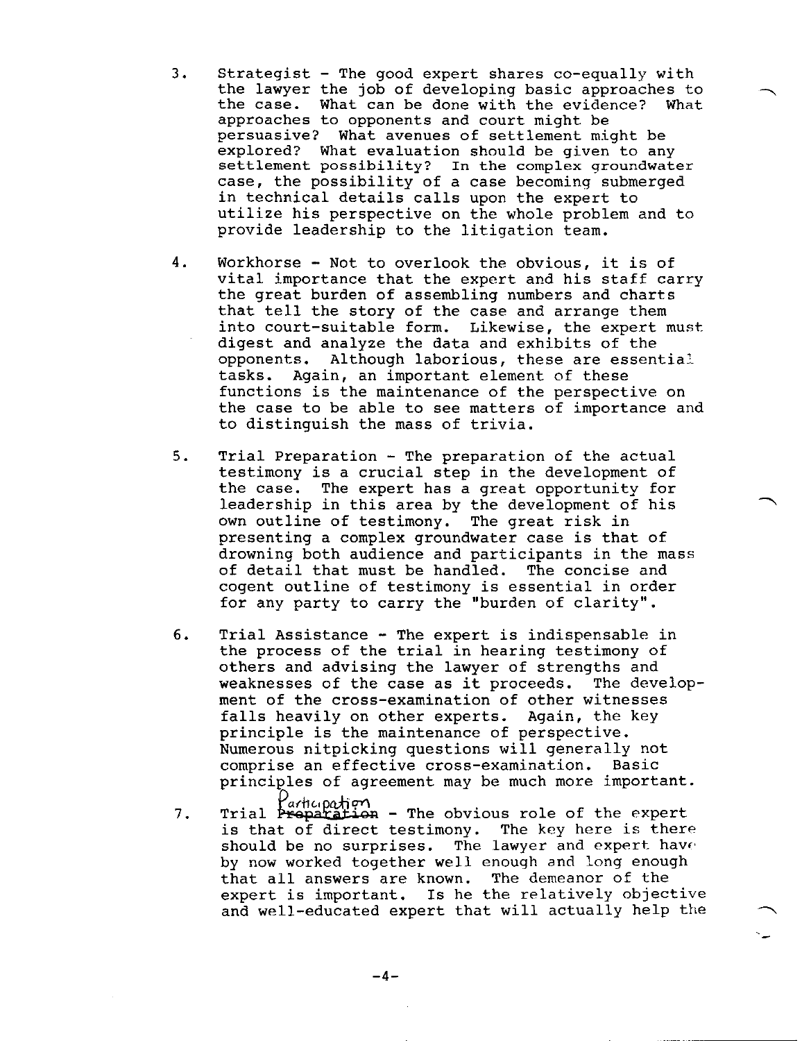3. Strategist - The good expert shares co-equally with the lawyer the job of developing basic approaches to the case. What can be done with the evidence? What approaches to opponents and court might be persuasive? What avenues of settlement might be explored? What evaluation should be given to any settlement possibility? In the complex groundwater case, the possibility of a case becoming submerged in technical details calls upon the expert to utilize his perspective on the whole problem and to provide leadership to the litigation team.

4. Workhorse - Not to overlook the obvious, it is of vital importance that the expert and his staff carry the great burden of assembling numbers and charts that tell the story of the case and arrange them into court-suitable form. Likewise, the expert must digest and analyze the data and exhibits of the opponents. Although laborious, these are essential tasks. Again, an important element of these functions is the maintenance of the perspective on the case to be able to see matters of importance and to distinguish the mass of trivia.

5. Trial Preparation - The preparation of the actual testimony is a crucial step in the development of the case. The expert has a great opportunity for leadership in this area by the development of his own outline of testimony. The great risk in presenting a complex groundwater case is that of drowning both audience and participants in the mass of detail that must be handled. The concise and cogent outline of testimony is essential in order for any party to carry the "burden of clarity".

6. Trial Assistance - The expert is indispensable in the process of the trial in hearing testimony of others and advising the lawyer of strengths and weaknesses of the case as it proceeds. The development of the cross-examination of other witnesses falls heavily on other experts. Again, the key principle is the maintenance of perspective. Numerous nitpicking questions will generally not comprise an effective cross-examination. Basic principles of agreement may be much more important.

7. Trial ~~Preparation~~ Participation - The obvious role of the expert is that of direct testimony. The key here is there should be no surprises. The lawyer and expert have by now worked together well enough and long enough that all answers are known. The demeanor of the expert is important. Is he the relatively objective and well-educated expert that will actually help the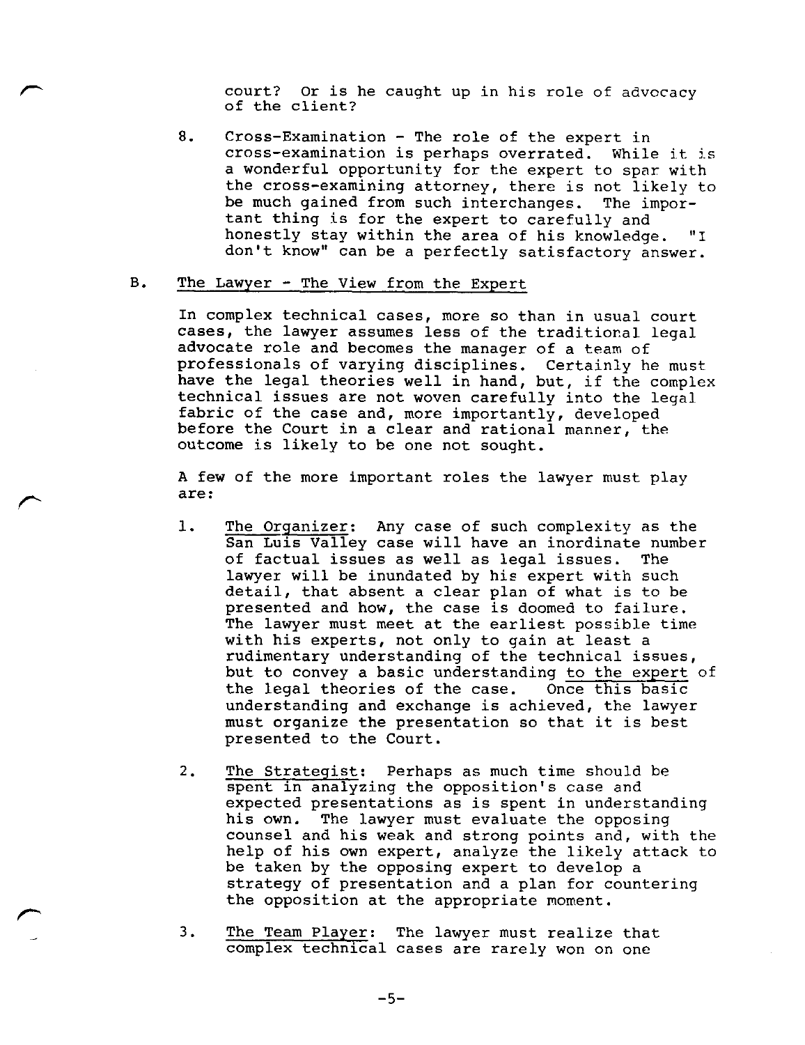court? Or is he caught up in his role of advocacy of the client?

8. Cross-Examination - The role of the expert in cross-examination is perhaps overrated. While it is a wonderful opportunity for the expert to spar with the cross-examining attorney, there is not likely to be much gained from such interchanges. The important thing is for the expert to carefully and honestly stay within the area of his knowledge. "I don't know" can be a perfectly satisfactory answer.

## B. The Lawyer - The View from the Expert

In complex technical cases, more so than in usual court cases, the lawyer assumes less of the traditional legal advocate role and becomes the manager of a team of professionals of varying disciplines. Certainly he must have the legal theories well in hand, but, if the complex technical issues are not woven carefully into the legal fabric of the case and, more importantly, developed before the Court in a clear and rational manner, the outcome is likely to be one not sought.

A few of the more important roles the lawyer must play are:

1. The Organizer: Any case of such complexity as the San Luis Valley case will have an inordinate number of factual issues as well as legal issues. The lawyer will be inundated by his expert with such detail, that absent a clear plan of what is to be presented and how, the case is doomed to failure. The lawyer must meet at the earliest possible time with his experts, not only to gain at least a rudimentary understanding of the technical issues, but to convey a basic understanding to the expert of the legal theories of the case. Once this basic understanding and exchange is achieved, the lawyer must organize the presentation so that it is best presented to the Court.

2. The Strategist: Perhaps as much time should be spent in analyzing the opposition's case and expected presentations as is spent in understanding his own. The lawyer must evaluate the opposing counsel and his weak and strong points and, with the help of his own expert, analyze the likely attack to be taken by the opposing expert to develop a strategy of presentation and a plan for countering the opposition at the appropriate moment.

3. The Team Player: The lawyer must realize that complex technical cases are rarely won on one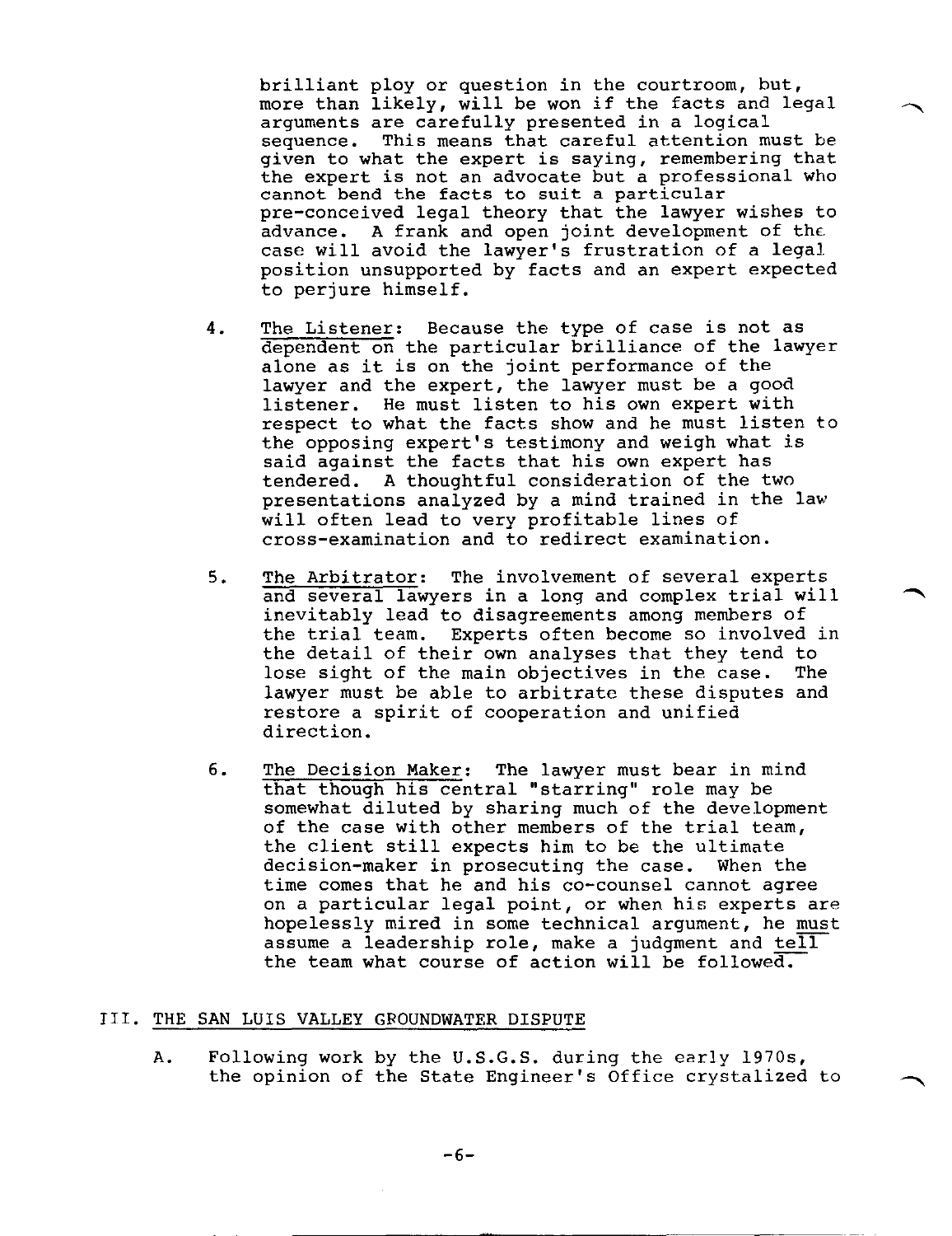brilliant ploy or question in the courtroom, but, more than likely, will be won if the facts and legal arguments are carefully presented in a logical sequence. This means that careful attention must be given to what the expert is saying, remembering that the expert is not an advocate but a professional who cannot bend the facts to suit a particular pre-conceived legal theory that the lawyer wishes to advance. A frank and open joint development of the case will avoid the lawyer's frustration of a legal position unsupported by facts and an expert expected to perjure himself.

4. The Listener: Because the type of case is not as dependent on the particular brilliance of the lawyer alone as it is on the joint performance of the lawyer and the expert, the lawyer must be a good listener. He must listen to his own expert with respect to what the facts show and he must listen to the opposing expert's testimony and weigh what is said against the facts that his own expert has tendered. A thoughtful consideration of the two presentations analyzed by a mind trained in the law will often lead to very profitable lines of cross-examination and to redirect examination.

5. The Arbitrator: The involvement of several experts and several lawyers in a long and complex trial will inevitably lead to disagreements among members of the trial team. Experts often become so involved in the detail of their own analyses that they tend to lose sight of the main objectives in the case. The lawyer must be able to arbitrate these disputes and restore a spirit of cooperation and unified direction.

6. The Decision Maker: The lawyer must bear in mind that though his central "starring" role may be somewhat diluted by sharing much of the development of the case with other members of the trial team, the client still expects him to be the ultimate decision-maker in prosecuting the case. When the time comes that he and his co-counsel cannot agree on a particular legal point, or when his experts are hopelessly mired in some technical argument, he must assume a leadership role, make a judgment and tell the team what course of action will be followed.

## III. THE SAN LUIS VALLEY GROUNDWATER DISPUTE

A. Following work by the U.S.G.S. during the early 1970s, the opinion of the State Engineer's Office crystalized to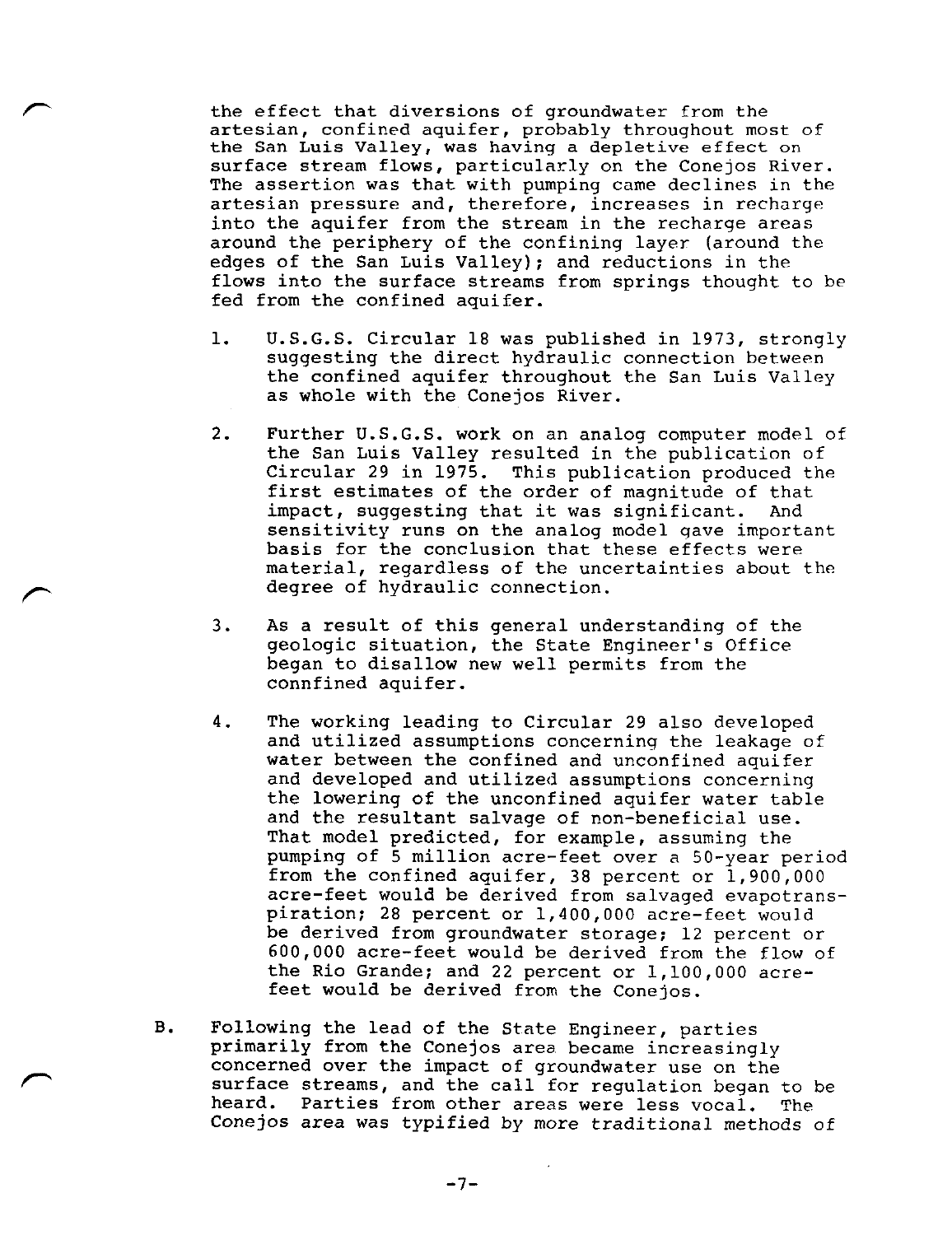the effect that diversions of groundwater from the artesian, confined aquifer, probably throughout most of the San Luis Valley, was having a depletive effect on surface stream flows, particularly on the Conejos River. The assertion was that with pumping came declines in the artesian pressure and, therefore, increases in recharge into the aquifer from the stream in the recharge areas around the periphery of the confining layer (around the edges of the San Luis Valley); and reductions in the flows into the surface streams from springs thought to be fed from the confined aquifer.

1. U.S.G.S. Circular 18 was published in 1973, strongly suggesting the direct hydraulic connection between the confined aquifer throughout the San Luis Valley as whole with the Conejos River.

2. Further U.S.G.S. work on an analog computer model of the San Luis Valley resulted in the publication of Circular 29 in 1975. This publication produced the first estimates of the order of magnitude of that impact, suggesting that it was significant. And sensitivity runs on the analog model gave important basis for the conclusion that these effects were material, regardless of the uncertainties about the degree of hydraulic connection.

3. As a result of this general understanding of the geologic situation, the State Engineer's Office began to disallow new well permits from the connfined aquifer.

4. The working leading to Circular 29 also developed and utilized assumptions concerning the leakage of water between the confined and unconfined aquifer and developed and utilized assumptions concerning the lowering of the unconfined aquifer water table and the resultant salvage of non-beneficial use. That model predicted, for example, assuming the pumping of 5 million acre-feet over a 50-year period from the confined aquifer, 38 percent or 1,900,000 acre-feet would be derived from salvaged evapotranspiration; 28 percent or 1,400,000 acre-feet would be derived from groundwater storage; 12 percent or 600,000 acre-feet would be derived from the flow of the Rio Grande; and 22 percent or 1,100,000 acre-feet would be derived from the Conejos.

B. Following the lead of the State Engineer, parties primarily from the Conejos area became increasingly concerned over the impact of groundwater use on the surface streams, and the call for regulation began to be heard. Parties from other areas were less vocal. The Conejos area was typified by more traditional methods of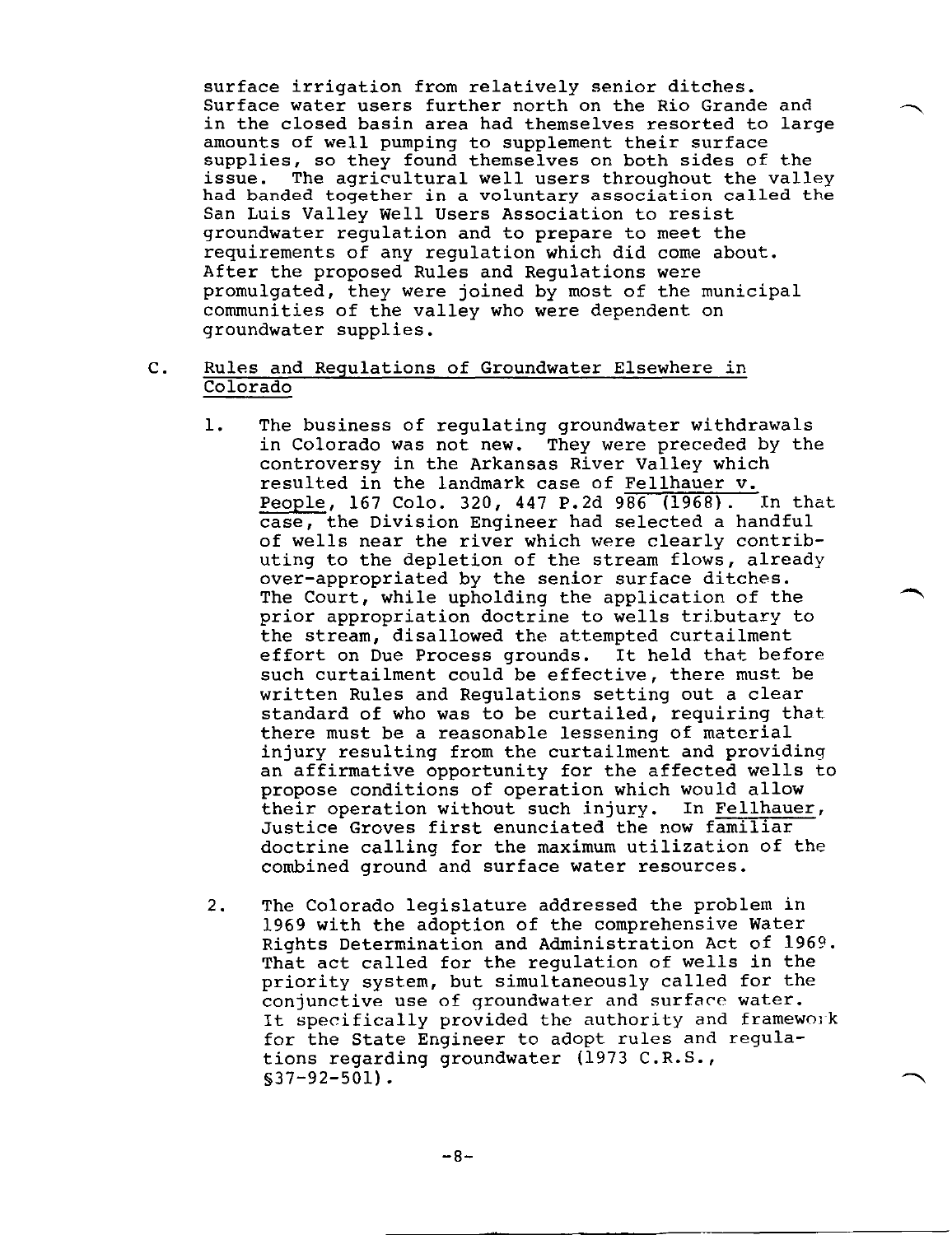surface irrigation from relatively senior ditches. Surface water users further north on the Rio Grande and in the closed basin area had themselves resorted to large amounts of well pumping to supplement their surface supplies, so they found themselves on both sides of the issue. The agricultural well users throughout the valley had banded together in a voluntary association called the San Luis Valley Well Users Association to resist groundwater regulation and to prepare to meet the requirements of any regulation which did come about. After the proposed Rules and Regulations were promulgated, they were joined by most of the municipal communities of the valley who were dependent on groundwater supplies.

C. Rules and Regulations of Groundwater Elsewhere in Colorado

1. The business of regulating groundwater withdrawals in Colorado was not new. They were preceded by the controversy in the Arkansas River Valley which resulted in the landmark case of Fellhauer v. People, 167 Colo. 320, 447 P.2d 986 (1968). In that case, the Division Engineer had selected a handful of wells near the river which were clearly contributing to the depletion of the stream flows, already over-appropriated by the senior surface ditches. The Court, while upholding the application of the prior appropriation doctrine to wells tributary to the stream, disallowed the attempted curtailment effort on Due Process grounds. It held that before such curtailment could be effective, there must be written Rules and Regulations setting out a clear standard of who was to be curtailed, requiring that there must be a reasonable lessening of material injury resulting from the curtailment and providing an affirmative opportunity for the affected wells to propose conditions of operation which would allow their operation without such injury. In Fellhauer, Justice Groves first enunciated the now familiar doctrine calling for the maximum utilization of the combined ground and surface water resources.

2. The Colorado legislature addressed the problem in 1969 with the adoption of the comprehensive Water Rights Determination and Administration Act of 1969. That act called for the regulation of wells in the priority system, but simultaneously called for the conjunctive use of groundwater and surface water. It specifically provided the authority and framework for the State Engineer to adopt rules and regulations regarding groundwater (1973 C.R.S., §37-92-501).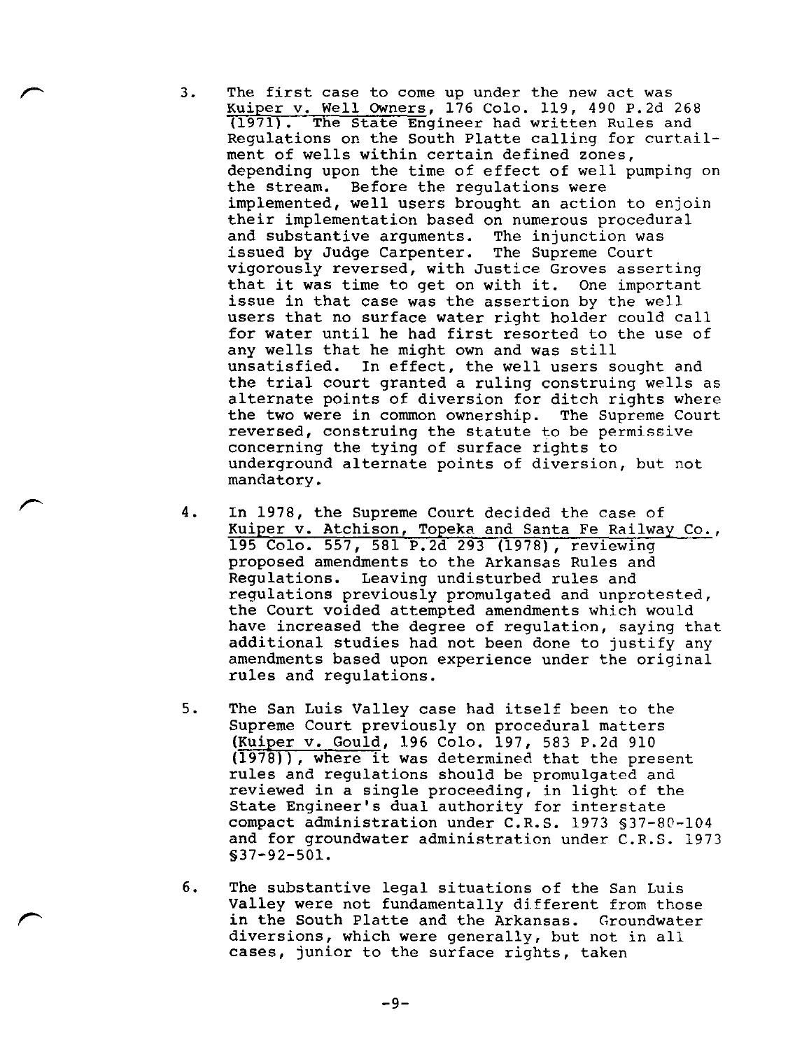3. The first case to come up under the new act was Kuiper v. Well Owners, 176 Colo. 119, 490 P.2d 268 (1971). The State Engineer had written Rules and Regulations on the South Platte calling for curtailment of wells within certain defined zones, depending upon the time of effect of well pumping on the stream. Before the regulations were implemented, well users brought an action to enjoin their implementation based on numerous procedural and substantive arguments. The injunction was issued by Judge Carpenter. The Supreme Court vigorously reversed, with Justice Groves asserting that it was time to get on with it. One important issue in that case was the assertion by the well users that no surface water right holder could call for water until he had first resorted to the use of any wells that he might own and was still unsatisfied. In effect, the well users sought and the trial court granted a ruling construing wells as alternate points of diversion for ditch rights where the two were in common ownership. The Supreme Court reversed, construing the statute to be permissive concerning the tying of surface rights to underground alternate points of diversion, but not mandatory.

4. In 1978, the Supreme Court decided the case of Kuiper v. Atchison, Topeka and Santa Fe Railway Co., 195 Colo. 557, 581 P.2d 293 (1978), reviewing proposed amendments to the Arkansas Rules and Regulations. Leaving undisturbed rules and regulations previously promulgated and unprotested, the Court voided attempted amendments which would have increased the degree of regulation, saying that additional studies had not been done to justify any amendments based upon experience under the original rules and regulations.

5. The San Luis Valley case had itself been to the Supreme Court previously on procedural matters (Kuiper v. Gould, 196 Colo. 197, 583 P.2d 910 (1978)), where it was determined that the present rules and regulations should be promulgated and reviewed in a single proceeding, in light of the State Engineer's dual authority for interstate compact administration under C.R.S. 1973 §37-80-104 and for groundwater administration under C.R.S. 1973 §37-92-501.

6. The substantive legal situations of the San Luis Valley were not fundamentally different from those in the South Platte and the Arkansas. Groundwater diversions, which were generally, but not in all cases, junior to the surface rights, taken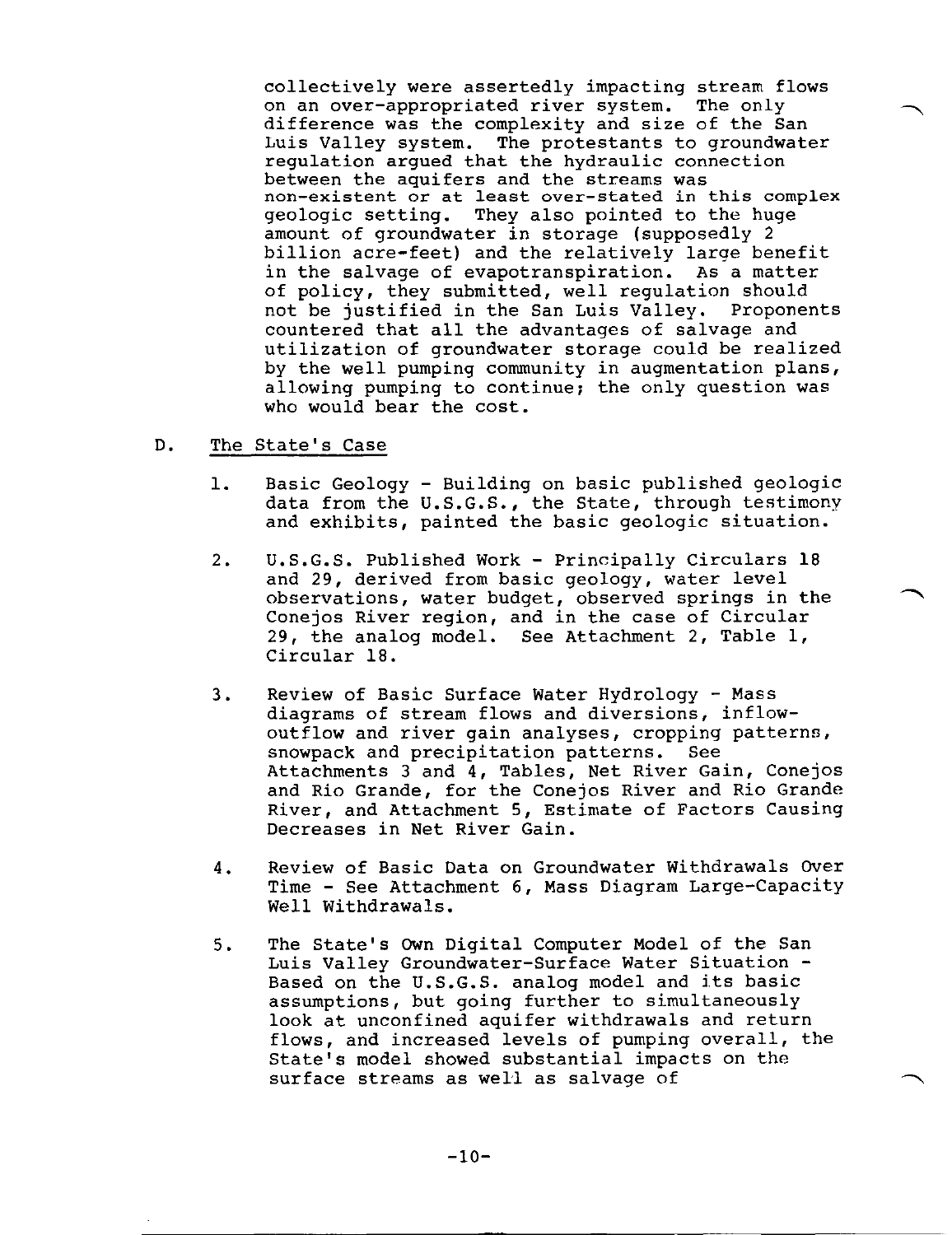collectively were assertedly impacting stream flows on an over-appropriated river system. The only difference was the complexity and size of the San Luis Valley system. The protestants to groundwater regulation argued that the hydraulic connection between the aquifers and the streams was non-existent or at least over-stated in this complex geologic setting. They also pointed to the huge amount of groundwater in storage (supposedly 2 billion acre-feet) and the relatively large benefit in the salvage of evapotranspiration. As a matter of policy, they submitted, well regulation should not be justified in the San Luis Valley. Proponents countered that all the advantages of salvage and utilization of groundwater storage could be realized by the well pumping community in augmentation plans, allowing pumping to continue; the only question was who would bear the cost.

D. <u>The State's Case</u>

1. Basic Geology - Building on basic published geologic data from the U.S.G.S., the State, through testimony and exhibits, painted the basic geologic situation.

2. U.S.G.S. Published Work - Principally Circulars 18 and 29, derived from basic geology, water level observations, water budget, observed springs in the Conejos River region, and in the case of Circular 29, the analog model. See Attachment 2, Table 1, Circular 18.

3. Review of Basic Surface Water Hydrology - Mass diagrams of stream flows and diversions, inflow-outflow and river gain analyses, cropping patterns, snowpack and precipitation patterns. See Attachments 3 and 4, Tables, Net River Gain, Conejos and Rio Grande, for the Conejos River and Rio Grande River, and Attachment 5, Estimate of Factors Causing Decreases in Net River Gain.

4. Review of Basic Data on Groundwater Withdrawals Over Time - See Attachment 6, Mass Diagram Large-Capacity Well Withdrawals.

5. The State's Own Digital Computer Model of the San Luis Valley Groundwater-Surface Water Situation - Based on the U.S.G.S. analog model and its basic assumptions, but going further to simultaneously look at unconfined aquifer withdrawals and return flows, and increased levels of pumping overall, the State's model showed substantial impacts on the surface streams as well as salvage of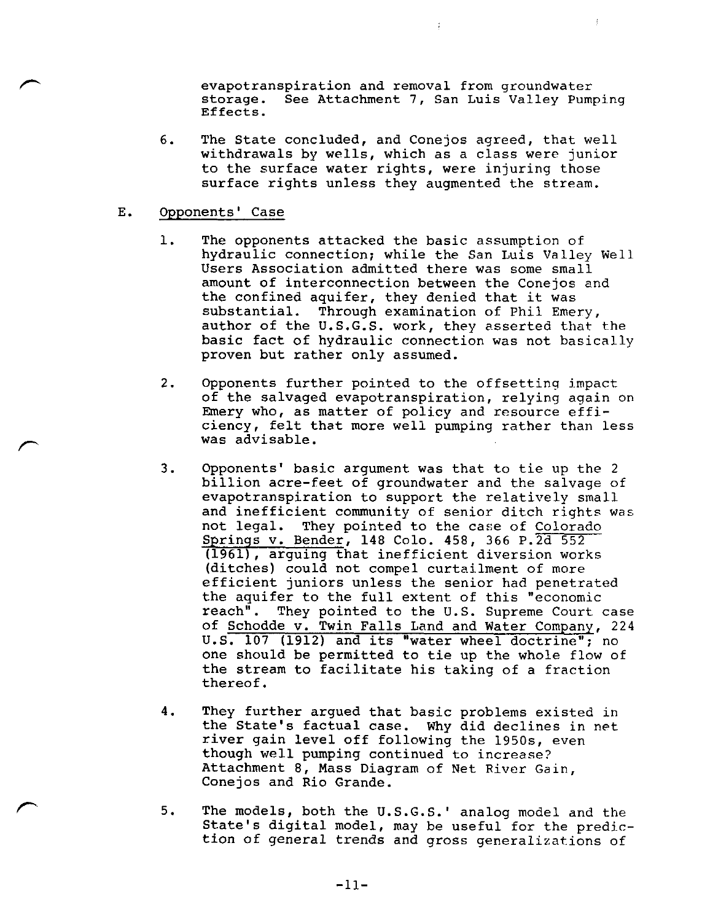evapotranspiration and removal from groundwater storage. See Attachment 7, San Luis Valley Pumping Effects.

6. The State concluded, and Conejos agreed, that well withdrawals by wells, which as a class were junior to the surface water rights, were injuring those surface rights unless they augmented the stream.

E. Opponents' Case

1. The opponents attacked the basic assumption of hydraulic connection; while the San Luis Valley Well Users Association admitted there was some small amount of interconnection between the Conejos and the confined aquifer, they denied that it was substantial. Through examination of Phil Emery, author of the U.S.G.S. work, they asserted that the basic fact of hydraulic connection was not basically proven but rather only assumed.

2. Opponents further pointed to the offsetting impact of the salvaged evapotranspiration, relying again on Emery who, as matter of policy and resource efficiency, felt that more well pumping rather than less was advisable.

3. Opponents' basic argument was that to tie up the 2 billion acre-feet of groundwater and the salvage of evapotranspiration to support the relatively small and inefficient community of senior ditch rights was not legal. They pointed to the case of Colorado Springs v. Bender, 148 Colo. 458, 366 P.2d 552 (1961), arguing that inefficient diversion works (ditches) could not compel curtailment of more efficient juniors unless the senior had penetrated the aquifer to the full extent of this "economic reach". They pointed to the U.S. Supreme Court case of Schodde v. Twin Falls Land and Water Company, 224 U.S. 107 (1912) and its "water wheel doctrine"; no one should be permitted to tie up the whole flow of the stream to facilitate his taking of a fraction thereof.

4. They further argued that basic problems existed in the State's factual case. Why did declines in net river gain level off following the 1950s, even though well pumping continued to increase? Attachment 8, Mass Diagram of Net River Gain, Conejos and Rio Grande.

5. The models, both the U.S.G.S.' analog model and the State's digital model, may be useful for the prediction of general trends and gross generalizations of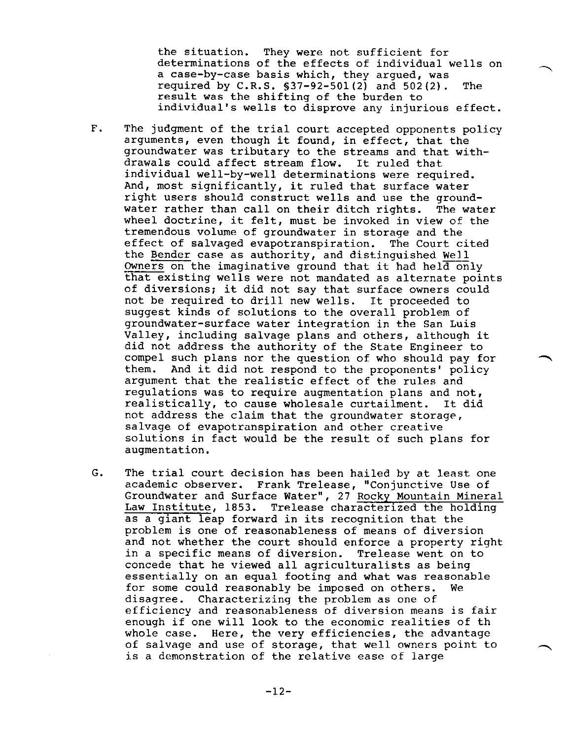the situation. They were not sufficient for determinations of the effects of individual wells on a case-by-case basis which, they argued, was required by C.R.S. §37-92-501(2) and 502(2). The result was the shifting of the burden to individual's wells to disprove any injurious effect.

F. The judgment of the trial court accepted opponents policy arguments, even though it found, in effect, that the groundwater was tributary to the streams and that withdrawals could affect stream flow. It ruled that individual well-by-well determinations were required. And, most significantly, it ruled that surface water right users should construct wells and use the groundwater rather than call on their ditch rights. The water wheel doctrine, it felt, must be invoked in view of the tremendous volume of groundwater in storage and the effect of salvaged evapotranspiration. The Court cited the <u>Bender</u> case as authority, and distinguished <u>Well Owners</u> on the imaginative ground that it had held only that existing wells were not mandated as alternate points of diversions; it did not say that surface owners could not be required to drill new wells. It proceeded to suggest kinds of solutions to the overall problem of groundwater-surface water integration in the San Luis Valley, including salvage plans and others, although it did not address the authority of the State Engineer to compel such plans nor the question of who should pay for them. And it did not respond to the proponents' policy argument that the realistic effect of the rules and regulations was to require augmentation plans and not, realistically, to cause wholesale curtailment. It did not address the claim that the groundwater storage, salvage of evapotranspiration and other creative solutions in fact would be the result of such plans for augmentation.

G. The trial court decision has been hailed by at least one academic observer. Frank Trelease, "Conjunctive Use of Groundwater and Surface Water", 27 <u>Rocky Mountain Mineral Law Institute</u>, 1853. Trelease characterized the holding as a giant leap forward in its recognition that the problem is one of reasonableness of means of diversion and not whether the court should enforce a property right in a specific means of diversion. Trelease went on to concede that he viewed all agriculturalists as being essentially on an equal footing and what was reasonable for some could reasonably be imposed on others. We disagree. Characterizing the problem as one of efficiency and reasonableness of diversion means is fair enough if one will look to the economic realities of th whole case. Here, the very efficiencies, the advantage of salvage and use of storage, that well owners point to is a demonstration of the relative ease of large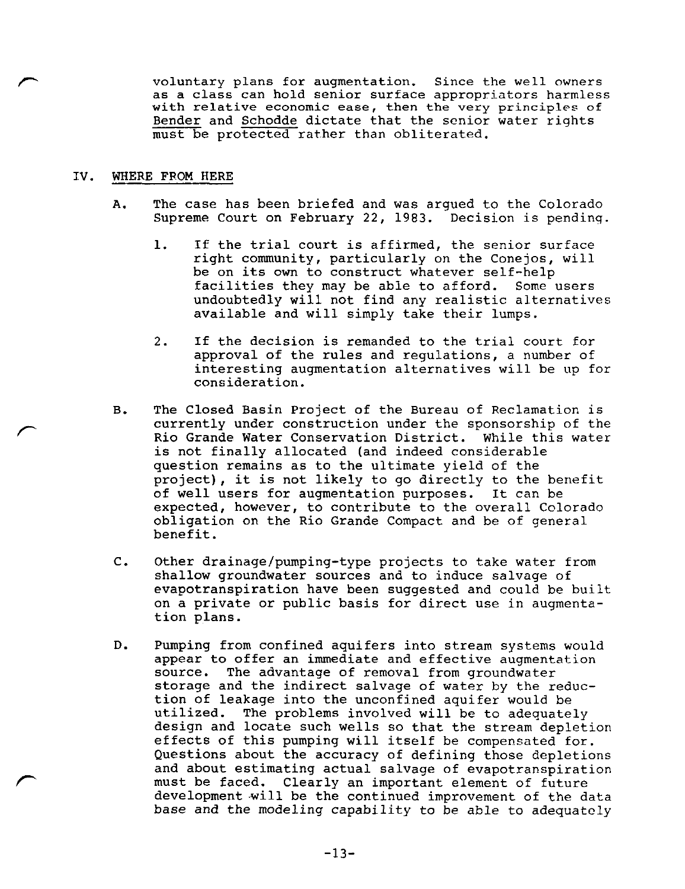voluntary plans for augmentation. Since the well owners as a class can hold senior surface appropriators harmless with relative economic ease, then the very principles of Bender and Schodde dictate that the senior water rights must be protected rather than obliterated.

## IV. WHERE FROM HERE

A. The case has been briefed and was argued to the Colorado Supreme Court on February 22, 1983. Decision is pending.

1. If the trial court is affirmed, the senior surface right community, particularly on the Conejos, will be on its own to construct whatever self-help facilities they may be able to afford. Some users undoubtedly will not find any realistic alternatives available and will simply take their lumps.

2. If the decision is remanded to the trial court for approval of the rules and regulations, a number of interesting augmentation alternatives will be up for consideration.

B. The Closed Basin Project of the Bureau of Reclamation is currently under construction under the sponsorship of the Rio Grande Water Conservation District. While this water is not finally allocated (and indeed considerable question remains as to the ultimate yield of the project), it is not likely to go directly to the benefit of well users for augmentation purposes. It can be expected, however, to contribute to the overall Colorado obligation on the Rio Grande Compact and be of general benefit.

C. Other drainage/pumping-type projects to take water from shallow groundwater sources and to induce salvage of evapotranspiration have been suggested and could be built on a private or public basis for direct use in augmentation plans.

D. Pumping from confined aquifers into stream systems would appear to offer an immediate and effective augmentation source. The advantage of removal from groundwater storage and the indirect salvage of water by the reduction of leakage into the unconfined aquifer would be utilized. The problems involved will be to adequately design and locate such wells so that the stream depletion effects of this pumping will itself be compensated for. Questions about the accuracy of defining those depletions and about estimating actual salvage of evapotranspiration must be faced. Clearly an important element of future development will be the continued improvement of the data base and the modeling capability to be able to adequately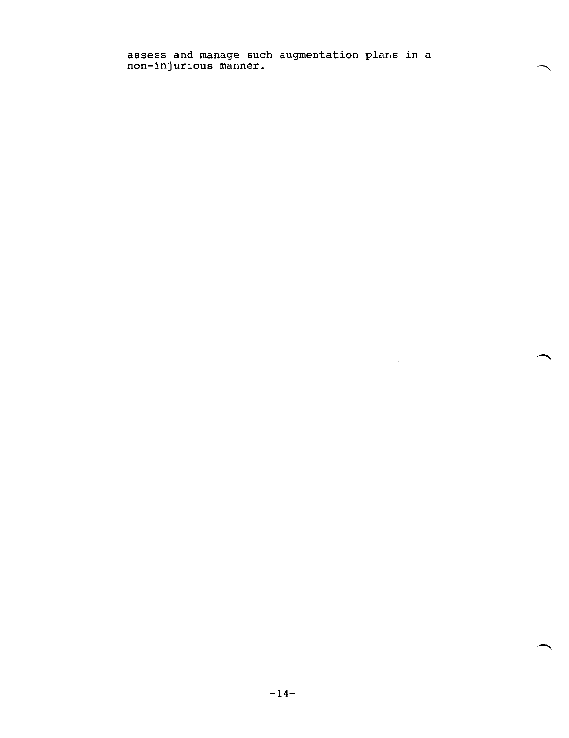assess and manage such augmentation plans in a non-injurious manner.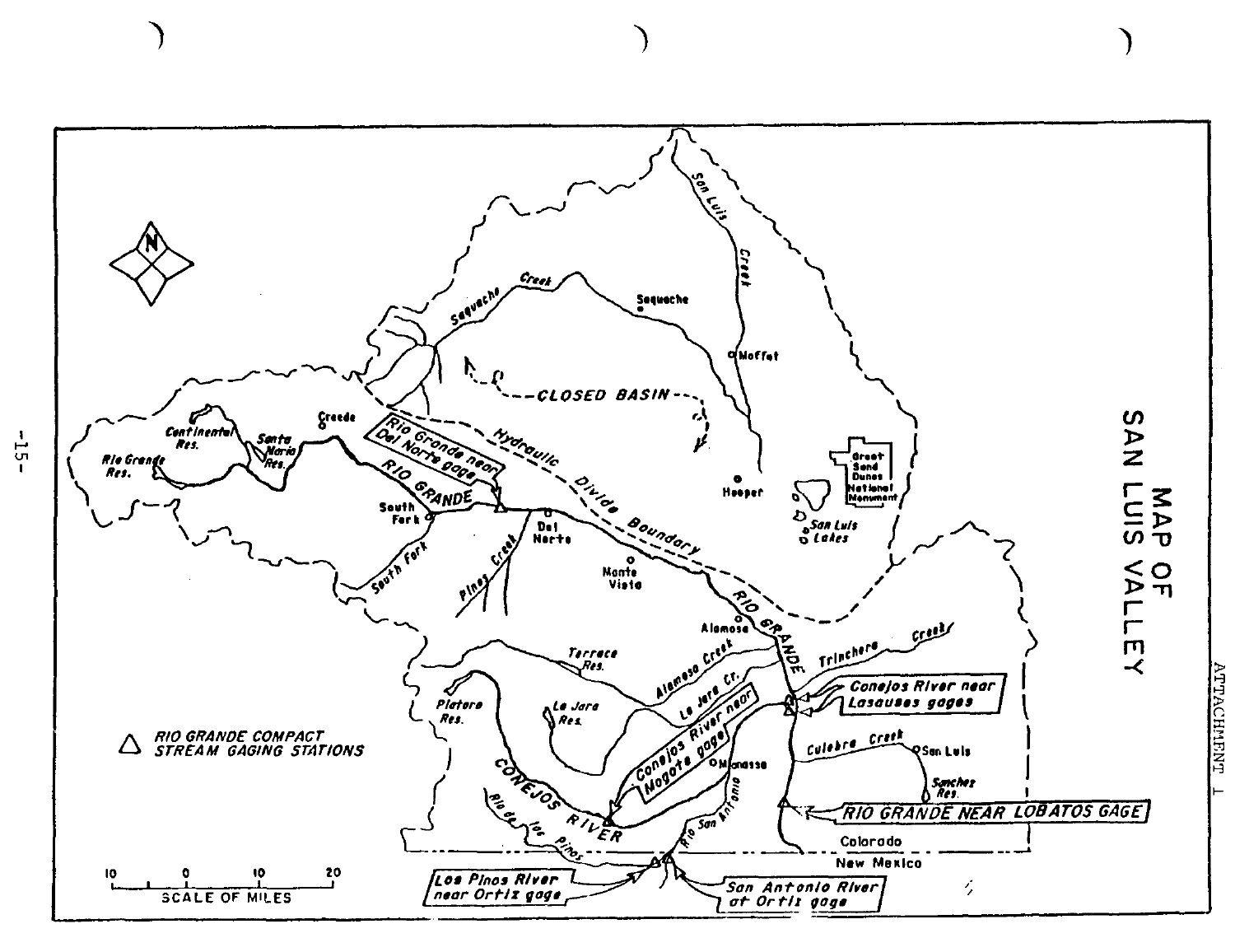ATTACHMENT 1

# MAP OF SAN LUIS VALLEY

△ RIO GRANDE COMPACT STREAM GAGING STATIONS

Rio Grande near Del Norte gage

Conejos River near Lasauses gages

Conejos River near Mogote gage

RIO GRANDE NEAR LOBATOS GAGE

Los Pinos River near Ortiz gage

San Antonio River at Ortiz gage

SCALE OF MILES: 10 0 10 20

San Luis Creek, Saguache Creek, Saguache, Moffat, CLOSED BASIN, Hydraulic Divide Boundary, Hooper, Great Sand Dunes National Monument, San Luis Lakes, Creede, Continental Res., Santa Maria Res., Rio Grande Res., RIO GRANDE, South Fork, Del Norte, Pinos Creek, Monte Vista, Alamosa, Trinchera Creek, Terrace Res., Alamosa Creek, La Jara Cr., Platoro Res., La Jara Res., CONEJOS RIVER, Manassa, Culebra Creek, San Luis, Sanchez Res., Rio de los Pinos, Rio San Antonio, Colorado, New Mexico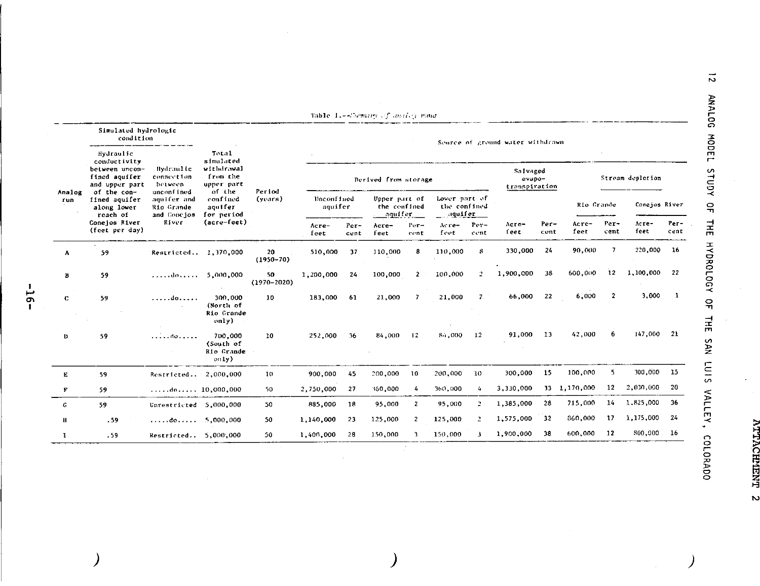Table 1.--Summary of analog runs

| Analog run | Simulated hydrologic condition | | Total simulated withdrawal from the upper part of the confined aquifer for period (acre-feet) | Period (years) | Source of ground water withdrawn | | | | | | | | | | | |
|---|---|---|---|---|---|---|---|---|---|---|---|---|---|---|---|---|
| | Hydraulic conductivity between unconfined aquifer and upper part of the confined aquifer along lower reach of Conejos River (feet per day) | Hydraulic connection between unconfined aquifer and Rio Grande and Conejos River | | | Derived from storage | | | | | | Salvaged evapo-transpiration | | Stream depletion | | | |
| | | | | | Unconfined aquifer | | Upper part of the confined aquifer | | Lower part of the confined aquifer | | | | Rio Grande | | Conejos River | |
| | | | | | Acre-feet | Per-cent | Acre-feet | Per-cent | Acre-feet | Per-cent | Acre-feet | Per-cent | Acre-feet | Per-cent | Acre-feet | Per-cent |
| A | 59 | Restricted.. | 1,370,000 | 20 (1950-70) | 510,000 | 37 | 110,000 | 8 | 110,000 | 8 | 330,000 | 24 | 90,000 | 7 | 220,000 | 16 |
| B | 59 | .....do..... | 5,000,000 | 50 (1970-2020) | 1,200,000 | 24 | 100,000 | 2 | 100,000 | 2 | 1,900,000 | 38 | 600,000 | 12 | 1,100,000 | 22 |
| C | 59 | .....do..... | 300,000 (North of Rio Grande only) | 10 | 183,000 | 61 | 21,000 | 7 | 21,000 | 7 | 66,000 | 22 | 6,000 | 2 | 3,000 | 1 |
| D | 59 | .....do..... | 700,000 (South of Rio Grande only) | 10 | 252,000 | 36 | 84,000 | 12 | 84,000 | 12 | 91,000 | 13 | 42,000 | 6 | 147,000 | 21 |
| E | 59 | Restricted.. | 2,000,000 | 10 | 900,000 | 45 | 200,000 | 10 | 200,000 | 10 | 300,000 | 15 | 100,000 | 5 | 300,000 | 15 |
| F | 59 | .....do..... | 10,000,000 | 50 | 2,750,000 | 27 | 360,000 | 4 | 360,000 | 4 | 3,330,000 | 33 | 1,170,000 | 12 | 2,030,000 | 20 |
| G | 59 | Unrestricted | 5,000,000 | 50 | 885,000 | 18 | 95,000 | 2 | 95,000 | 2 | 1,385,000 | 28 | 715,000 | 14 | 1,825,000 | 36 |
| H | .59 | .....do..... | 5,000,000 | 50 | 1,140,000 | 23 | 125,000 | 2 | 125,000 | 2 | 1,575,000 | 32 | 860,000 | 17 | 1,175,000 | 24 |
| I | .59 | Restricted.. | 5,000,000 | 50 | 1,400,000 | 28 | 150,000 | 3 | 150,000 | 3 | 1,900,000 | 38 | 600,000 | 12 | 800,000 | 16 |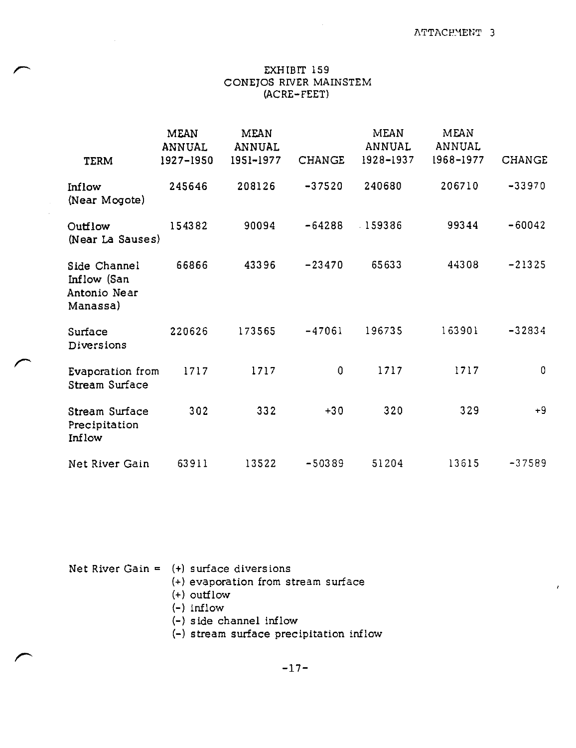ATTACHMENT 3

# EXHIBIT 159
## CONEJOS RIVER MAINSTEM
### (ACRE-FEET)

| TERM | MEAN ANNUAL 1927-1950 | MEAN ANNUAL 1951-1977 | CHANGE | MEAN ANNUAL 1928-1937 | MEAN ANNUAL 1968-1977 | CHANGE |
|---|---|---|---|---|---|---|
| Inflow (Near Mogote) | 245646 | 208126 | -37520 | 240680 | 206710 | -33970 |
| Outflow (Near La Sauses) | 154382 | 90094 | -64288 | 159386 | 99344 | -60042 |
| Side Channel Inflow (San Antonio Near Manassa) | 66866 | 43396 | -23470 | 65633 | 44308 | -21325 |
| Surface Diversions | 220626 | 173565 | -47061 | 196735 | 163901 | -32834 |
| Evaporation from Stream Surface | 1717 | 1717 | 0 | 1717 | 1717 | 0 |
| Stream Surface Precipitation Inflow | 302 | 332 | +30 | 320 | 329 | +9 |
| Net River Gain | 63911 | 13522 | -50389 | 51204 | 13615 | -37589 |

Net River Gain = (+) surface diversions
- (+) evaporation from stream surface
- (+) outflow
- (-) inflow
- (-) side channel inflow
- (-) stream surface precipitation inflow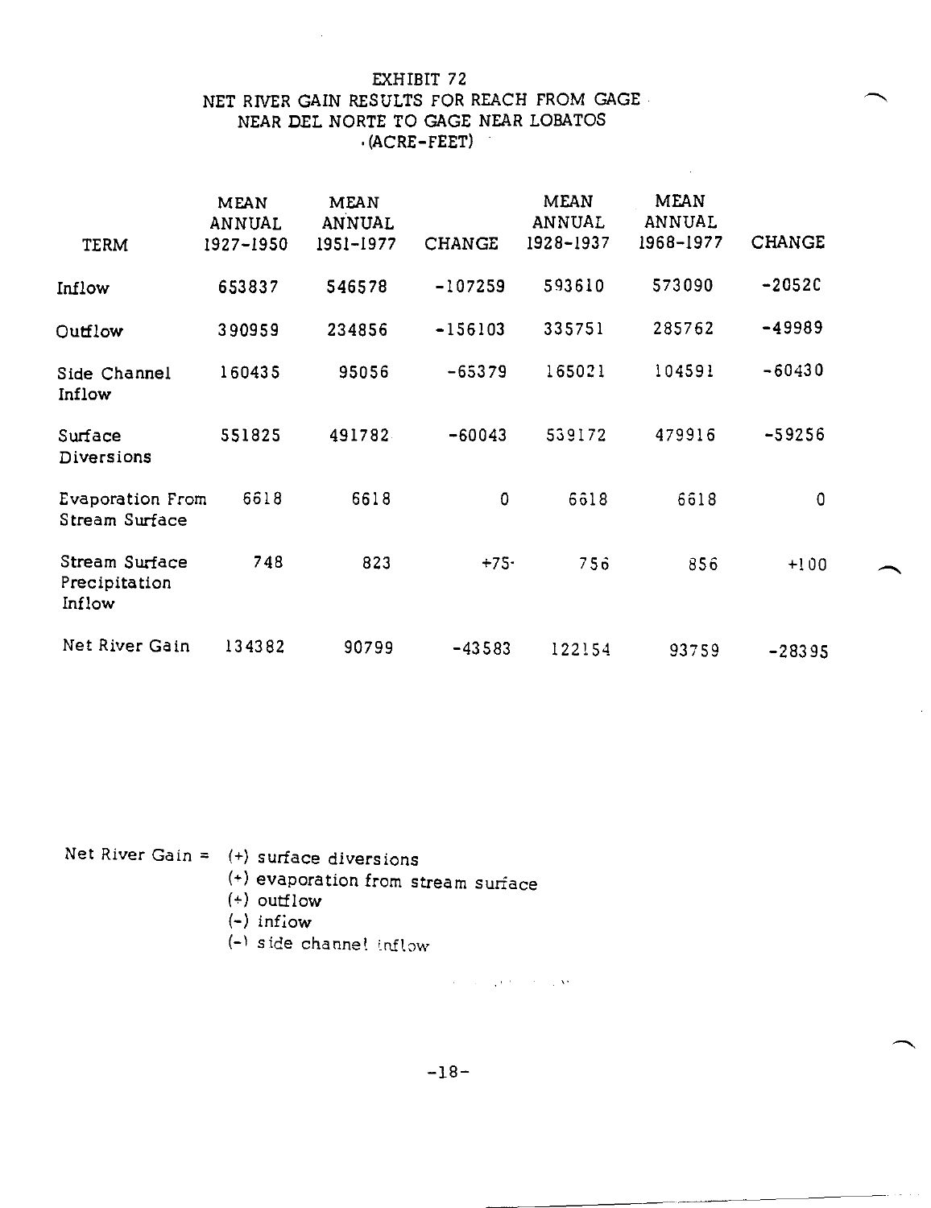# EXHIBIT 72
## NET RIVER GAIN RESULTS FOR REACH FROM GAGE NEAR DEL NORTE TO GAGE NEAR LOBATOS (ACRE-FEET)

| TERM | MEAN ANNUAL 1927-1950 | MEAN ANNUAL 1951-1977 | CHANGE | MEAN ANNUAL 1928-1937 | MEAN ANNUAL 1968-1977 | CHANGE |
|---|---|---|---|---|---|---|
| Inflow | 653837 | 546578 | -107259 | 593610 | 573090 | -20520 |
| Outflow | 390959 | 234856 | -156103 | 335751 | 285762 | -49989 |
| Side Channel Inflow | 160435 | 95056 | -65379 | 165021 | 104591 | -60430 |
| Surface Diversions | 551825 | 491782 | -60043 | 539172 | 479916 | -59256 |
| Evaporation From Stream Surface | 6618 | 6618 | 0 | 6618 | 6618 | 0 |
| Stream Surface Precipitation Inflow | 748 | 823 | +75 | 756 | 856 | +100 |
| Net River Gain | 134382 | 90799 | -43583 | 122154 | 93759 | -28395 |

Net River Gain = (+) surface diversions
(+) evaporation from stream surface
(+) outflow
(-) inflow
(-) side channel inflow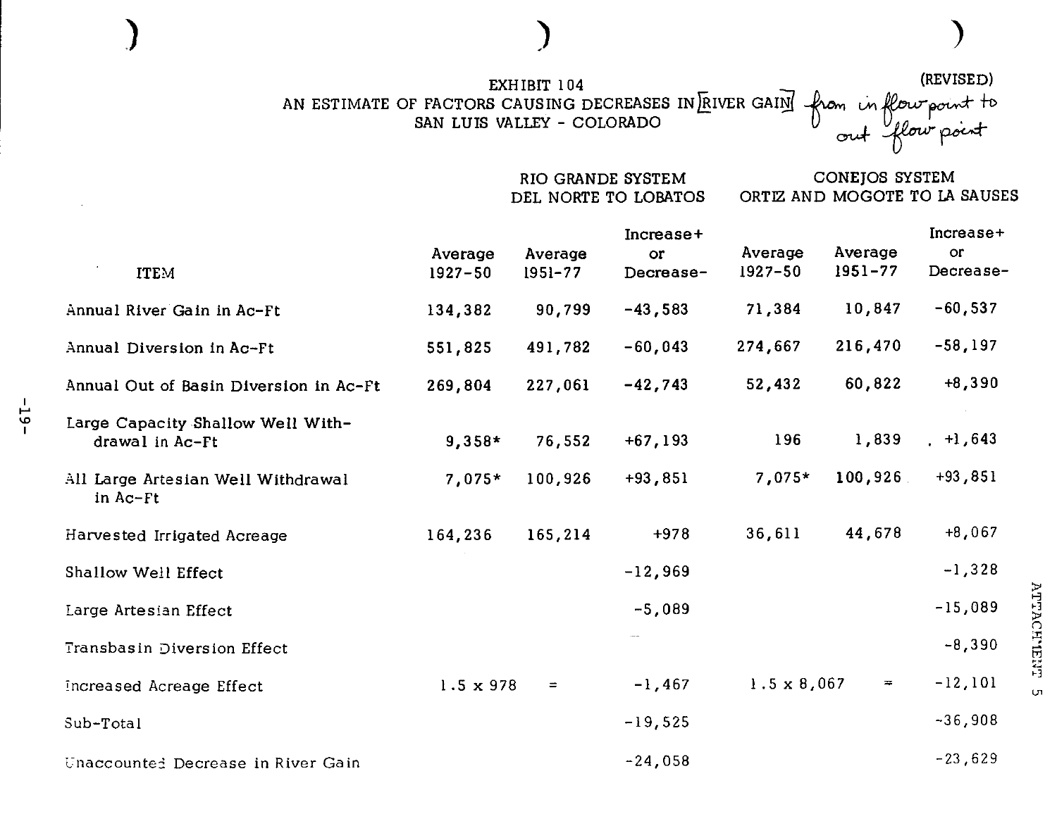(REVISED)

# EXHIBIT 104
## AN ESTIMATE OF FACTORS CAUSING DECREASES IN [RIVER GAIN] from inflow point to out flow point
## SAN LUIS VALLEY - COLORADO

| ITEM | RIO GRANDE SYSTEM DEL NORTE TO LOBATOS | | | CONEJOS SYSTEM ORTIZ AND MOGOTE TO LA SAUSES | | |
|---|---|---|---|---|---|---|
| | Average 1927-50 | Average 1951-77 | Increase+ or Decrease- | Average 1927-50 | Average 1951-77 | Increase+ or Decrease- |
| Annual River Gain in Ac-Ft | 134,382 | 90,799 | -43,583 | 71,384 | 10,847 | -60,537 |
| Annual Diversion in Ac-Ft | 551,825 | 491,782 | -60,043 | 274,667 | 216,470 | -58,197 |
| Annual Out of Basin Diversion in Ac-Ft | 269,804 | 227,061 | -42,743 | 52,432 | 60,822 | +8,390 |
| Large Capacity Shallow Well Withdrawal in Ac-Ft | 9,358* | 76,552 | +67,193 | 196 | 1,839 | +1,643 |
| All Large Artesian Well Withdrawal in Ac-Ft | 7,075* | 100,926 | +93,851 | 7,075* | 100,926 | +93,851 |
| Harvested Irrigated Acreage | 164,236 | 165,214 | +978 | 36,611 | 44,678 | +8,067 |
| Shallow Well Effect | | | -12,969 | | | -1,328 |
| Large Artesian Effect | | | -5,089 | | | -15,089 |
| Transbasin Diversion Effect | | | | | | -8,390 |
| Increased Acreage Effect | 1.5 x 978 | = | -1,467 | 1.5 x 8,067 | = | -12,101 |
| Sub-Total | | | -19,525 | | | -36,908 |
| Unaccounted Decrease in River Gain | | | -24,058 | | | -23,629 |

ATTACHMENT 5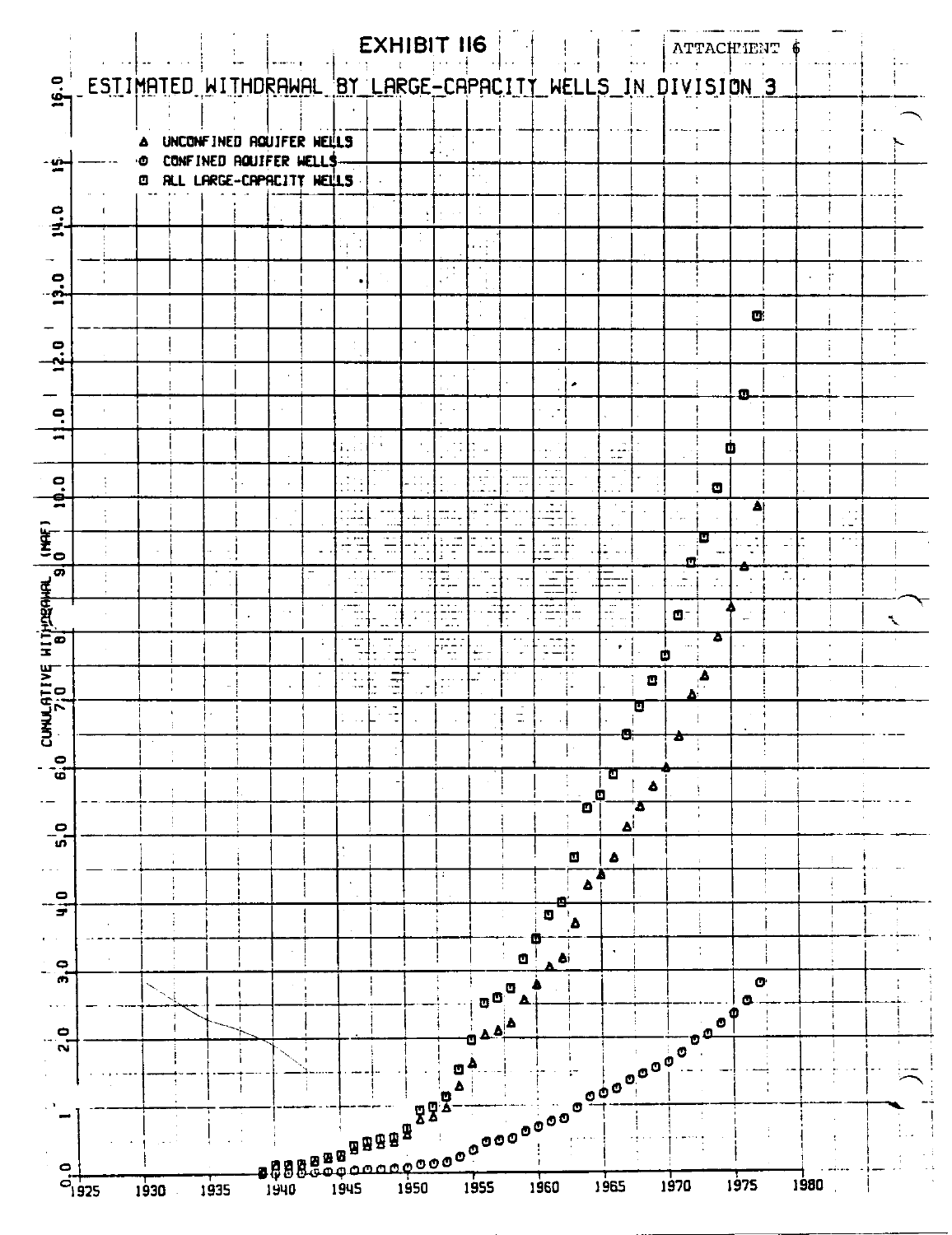EXHIBIT 116

ATTACHMENT 6

# ESTIMATED WITHDRAWAL BY LARGE-CAPACITY WELLS IN DIVISION 3

△ UNCONFINED AQUIFER WELLS
⊙ CONFINED AQUIFER WELLS
⊡ ALL LARGE-CAPACITY WELLS

CUMULATIVE WITHDRAWAL (MAF)

0.0, 1, 2.0, 3.0, 4.0, 5.0, 6.0, 7.0, 8, 9.0, 10.0, 11.0, 12.0, 13.0, 14.0, 15, 16.0

1925, 1930, 1935, 1940, 1945, 1950, 1955, 1960, 1965, 1970, 1975, 1980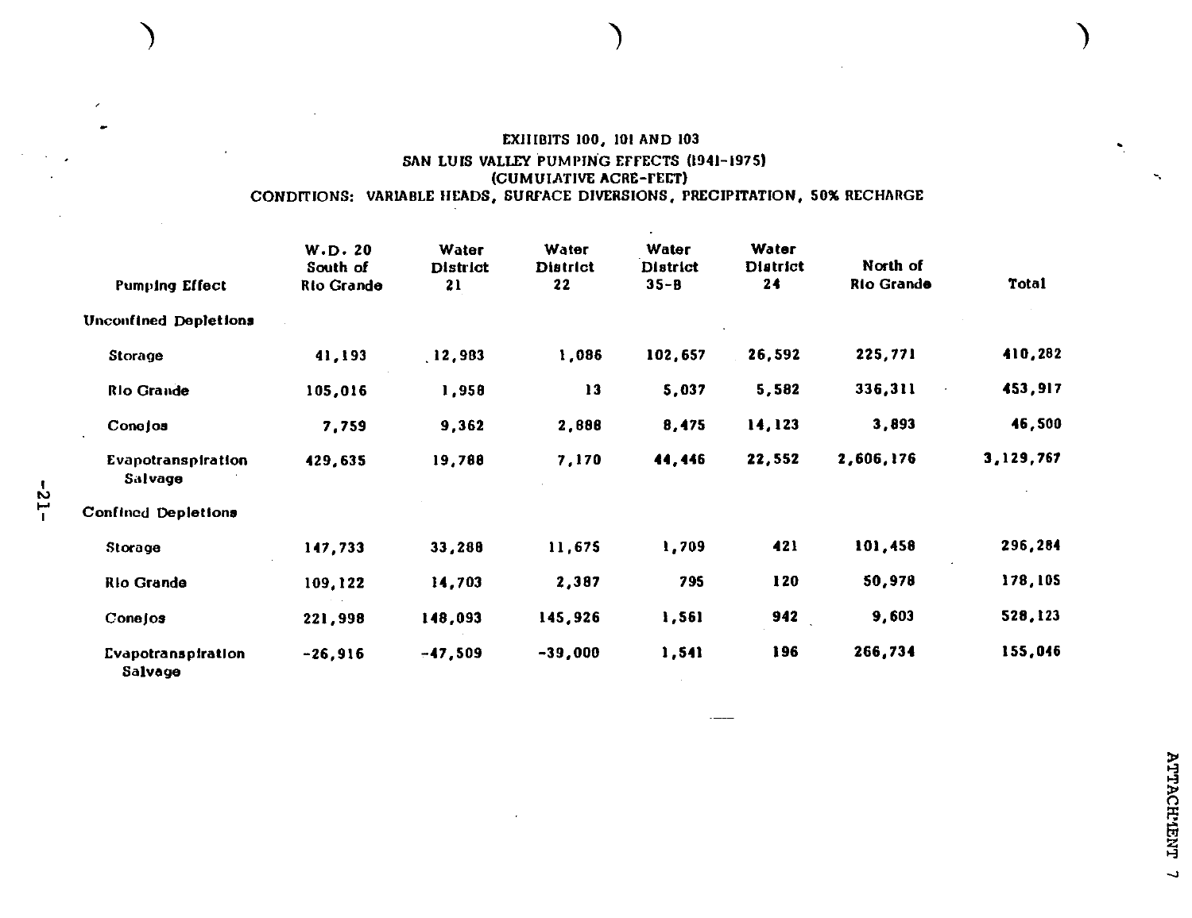# EXHIBITS 100, 101 AND 103

## SAN LUIS VALLEY PUMPING EFFECTS (1941-1975)

## (CUMULATIVE ACRE-FEET)

## CONDITIONS: VARIABLE HEADS, SURFACE DIVERSIONS, PRECIPITATION, 50% RECHARGE

| Pumping Effect | W.D. 20 South of Rio Grande | Water District 21 | Water District 22 | Water District 35-B | Water District 24 | North of Rio Grande | Total |
|---|---|---|---|---|---|---|---|
| **Unconfined Depletions** | | | | | | | |
| Storage | 41,193 | 12,983 | 1,086 | 102,657 | 26,592 | 225,771 | 410,282 |
| Rio Grande | 105,016 | 1,958 | 13 | 5,037 | 5,582 | 336,311 | 453,917 |
| Conejos | 7,759 | 9,362 | 2,888 | 8,475 | 14,123 | 3,893 | 46,500 |
| Evapotranspiration Salvage | 429,635 | 19,788 | 7,170 | 44,446 | 22,552 | 2,606,176 | 3,129,767 |
| **Confined Depletions** | | | | | | | |
| Storage | 147,733 | 33,288 | 11,675 | 1,709 | 421 | 101,458 | 296,284 |
| Rio Grande | 109,122 | 14,703 | 2,387 | 795 | 120 | 50,978 | 178,105 |
| Conejos | 221,998 | 148,093 | 145,926 | 1,561 | 942 | 9,603 | 528,123 |
| Evapotranspiration Salvage | -26,916 | -47,509 | -39,000 | 1,541 | 196 | 266,734 | 155,046 |

ATTACHMENT 7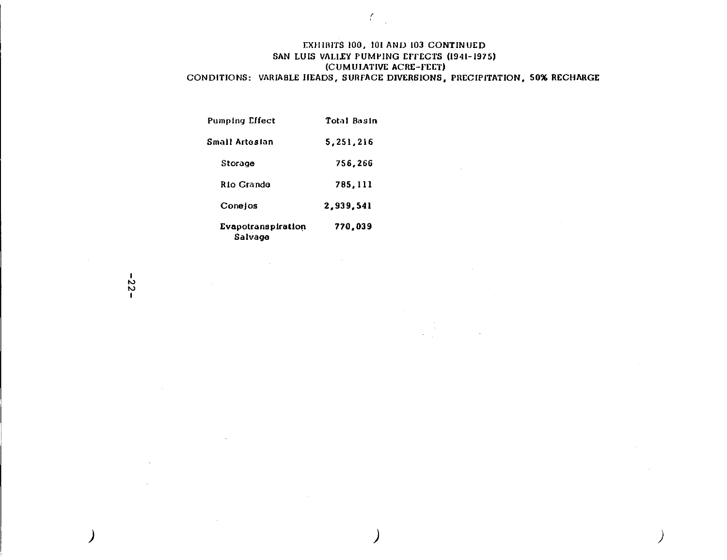EXHIBITS 100, 101 AND 103 CONTINUED
SAN LUIS VALLEY PUMPING EFFECTS (1941-1975)
(CUMULATIVE ACRE-FEET)
CONDITIONS: VARIABLE HEADS, SURFACE DIVERSIONS, PRECIPITATION, 50% RECHARGE

| Pumping Effect | Total Basin |
|---|---|
| Small Artesian | 5,251,216 |
| Storage | 756,266 |
| Rio Grande | 785,111 |
| Conejos | 2,939,541 |
| Evapotranspiration Salvage | 770,039 |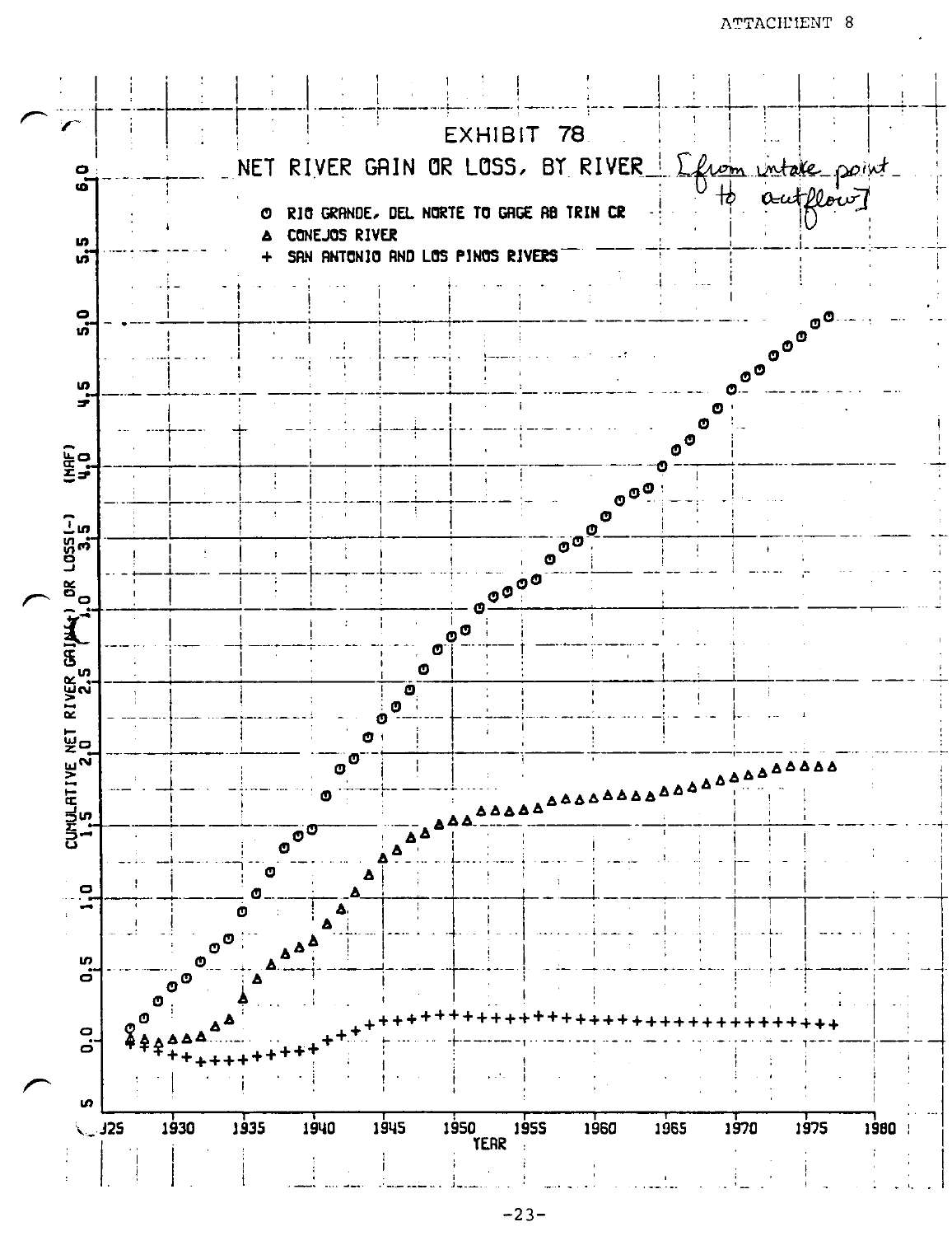ATTACHMENT 8

# EXHIBIT 78

## NET RIVER GAIN OR LOSS, BY RIVER [from intake point to outflow]

- ⊙ RIO GRANDE, DEL NORTE TO GAGE AB TRIN CR
- △ CONEJOS RIVER
- + SAN ANTONIO AND LOS PINOS RIVERS

CUMULATIVE NET RIVER GAIN(+) OR LOSS(-) (MAF)

YEAR